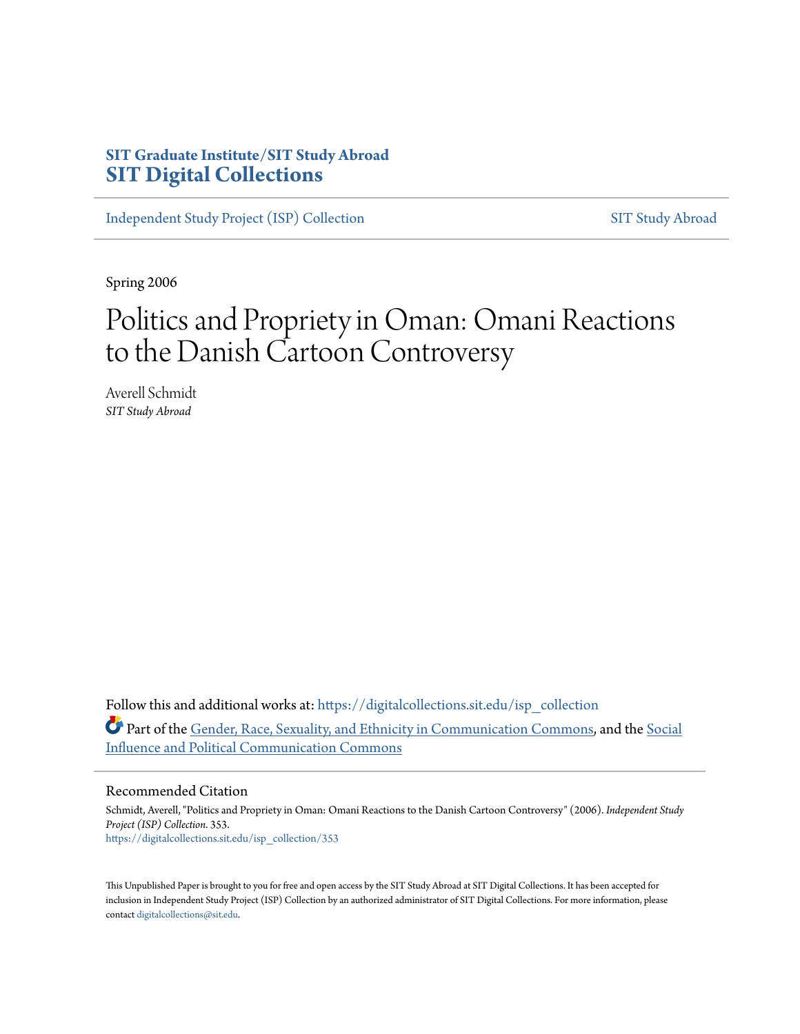**SIT Graduate Institute/SIT Study Abroad**
# SIT Digital Collections

Independent Study Project (ISP) Collection | SIT Study Abroad

Spring 2006

# Politics and Propriety in Oman: Omani Reactions to the Danish Cartoon Controversy

Averell Schmidt
*SIT Study Abroad*

Follow this and additional works at: https://digitalcollections.sit.edu/isp_collection

Part of the Gender, Race, Sexuality, and Ethnicity in Communication Commons, and the Social Influence and Political Communication Commons

## Recommended Citation

Schmidt, Averell, "Politics and Propriety in Oman: Omani Reactions to the Danish Cartoon Controversy" (2006). *Independent Study Project (ISP) Collection*. 353.
https://digitalcollections.sit.edu/isp_collection/353

This Unpublished Paper is brought to you for free and open access by the SIT Study Abroad at SIT Digital Collections. It has been accepted for inclusion in Independent Study Project (ISP) Collection by an authorized administrator of SIT Digital Collections. For more information, please contact digitalcollections@sit.edu.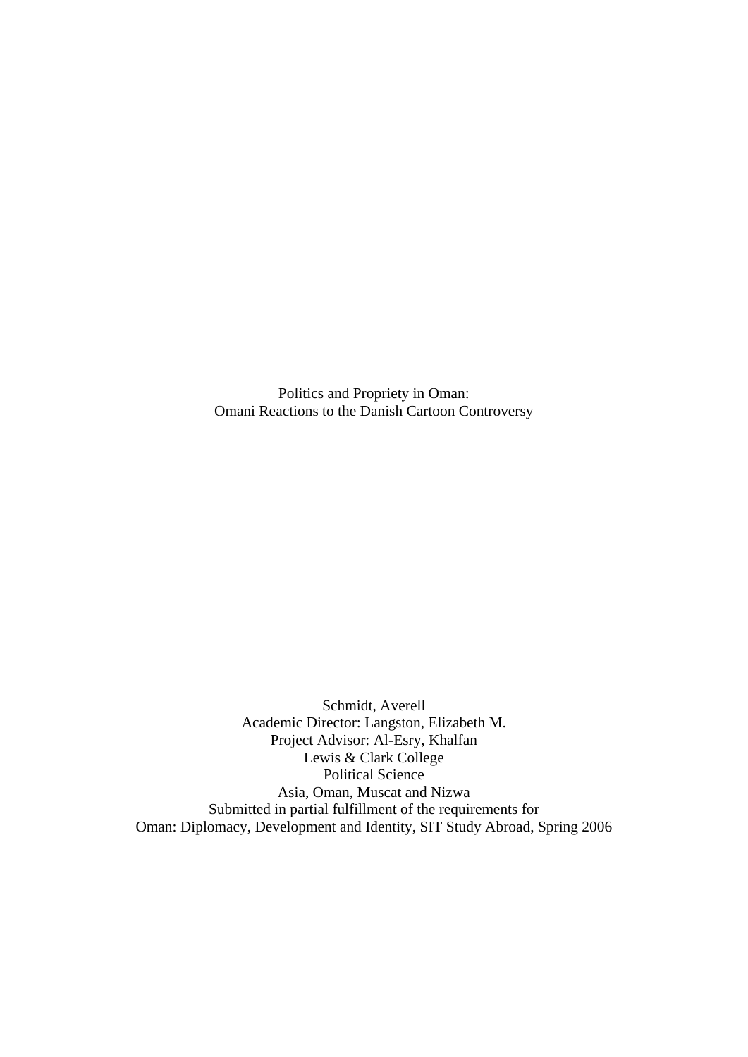Politics and Propriety in Oman:
Omani Reactions to the Danish Cartoon Controversy

Schmidt, Averell
Academic Director: Langston, Elizabeth M.
Project Advisor: Al-Esry, Khalfan
Lewis & Clark College
Political Science
Asia, Oman, Muscat and Nizwa
Submitted in partial fulfillment of the requirements for
Oman: Diplomacy, Development and Identity, SIT Study Abroad, Spring 2006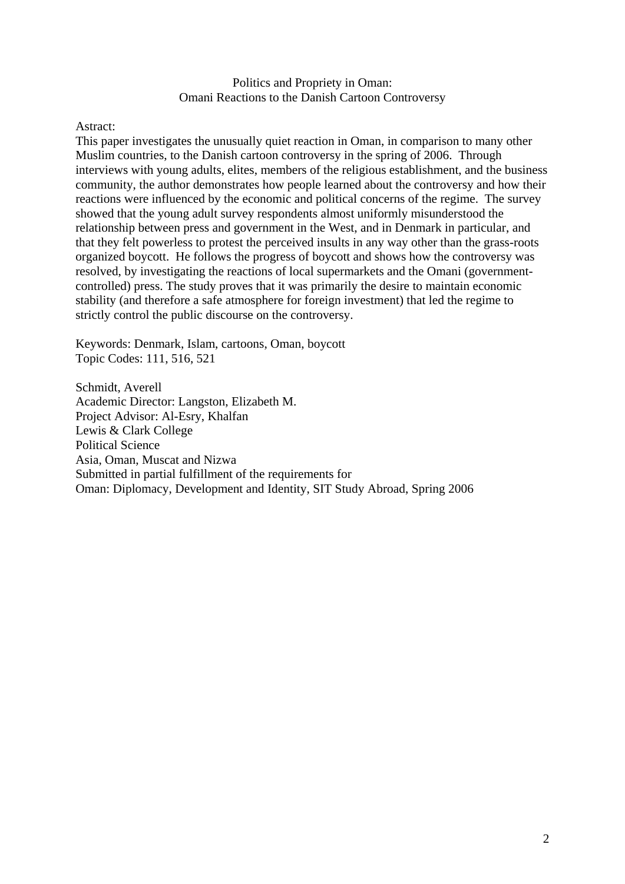Politics and Propriety in Oman:
Omani Reactions to the Danish Cartoon Controversy

Astract:

This paper investigates the unusually quiet reaction in Oman, in comparison to many other Muslim countries, to the Danish cartoon controversy in the spring of 2006. Through interviews with young adults, elites, members of the religious establishment, and the business community, the author demonstrates how people learned about the controversy and how their reactions were influenced by the economic and political concerns of the regime. The survey showed that the young adult survey respondents almost uniformly misunderstood the relationship between press and government in the West, and in Denmark in particular, and that they felt powerless to protest the perceived insults in any way other than the grass-roots organized boycott. He follows the progress of boycott and shows how the controversy was resolved, by investigating the reactions of local supermarkets and the Omani (government-controlled) press. The study proves that it was primarily the desire to maintain economic stability (and therefore a safe atmosphere for foreign investment) that led the regime to strictly control the public discourse on the controversy.

Keywords: Denmark, Islam, cartoons, Oman, boycott
Topic Codes: 111, 516, 521

Schmidt, Averell
Academic Director: Langston, Elizabeth M.
Project Advisor: Al-Esry, Khalfan
Lewis & Clark College
Political Science
Asia, Oman, Muscat and Nizwa
Submitted in partial fulfillment of the requirements for
Oman: Diplomacy, Development and Identity, SIT Study Abroad, Spring 2006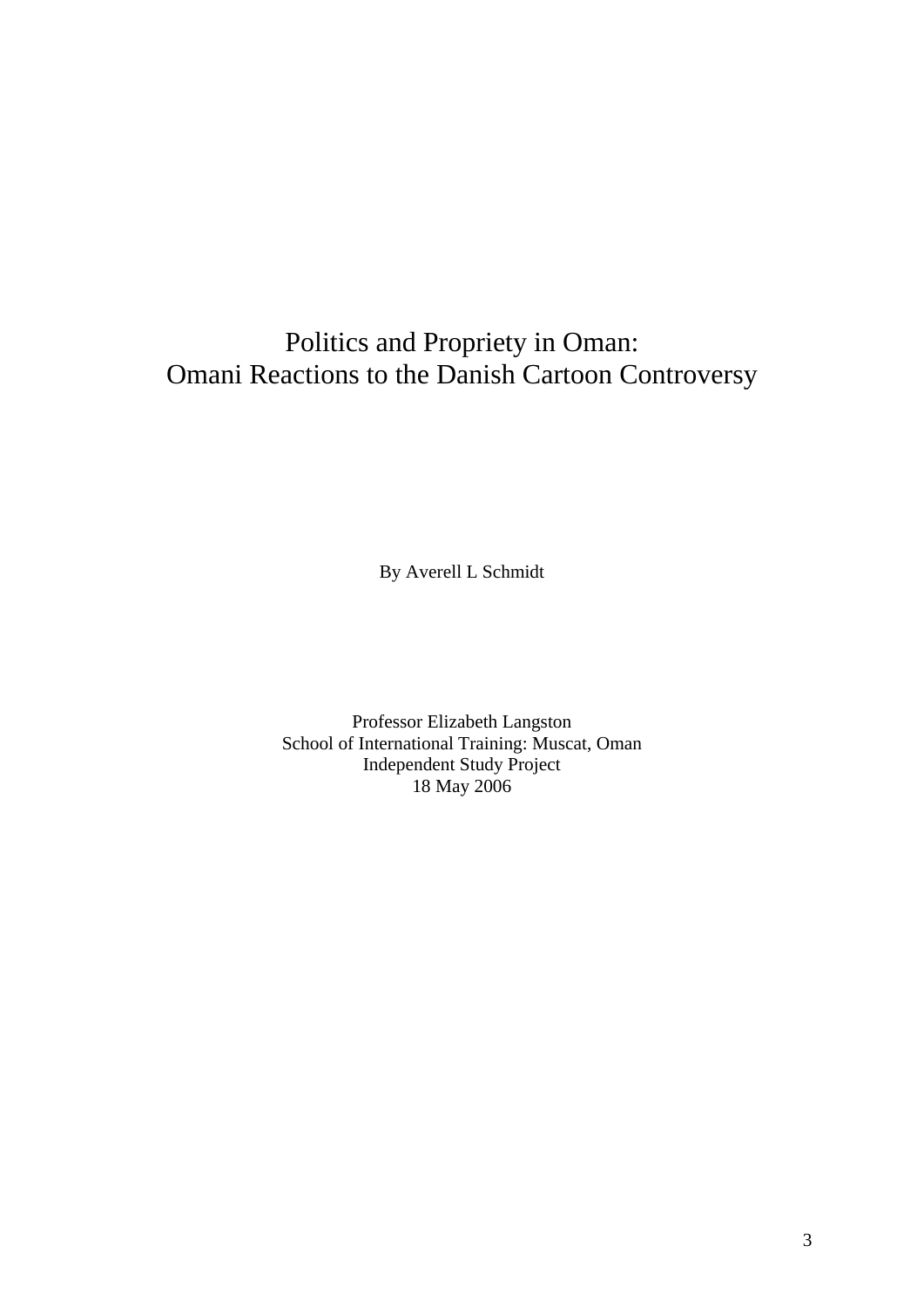# Politics and Propriety in Oman:
# Omani Reactions to the Danish Cartoon Controversy

By Averell L Schmidt

Professor Elizabeth Langston
School of International Training: Muscat, Oman
Independent Study Project
18 May 2006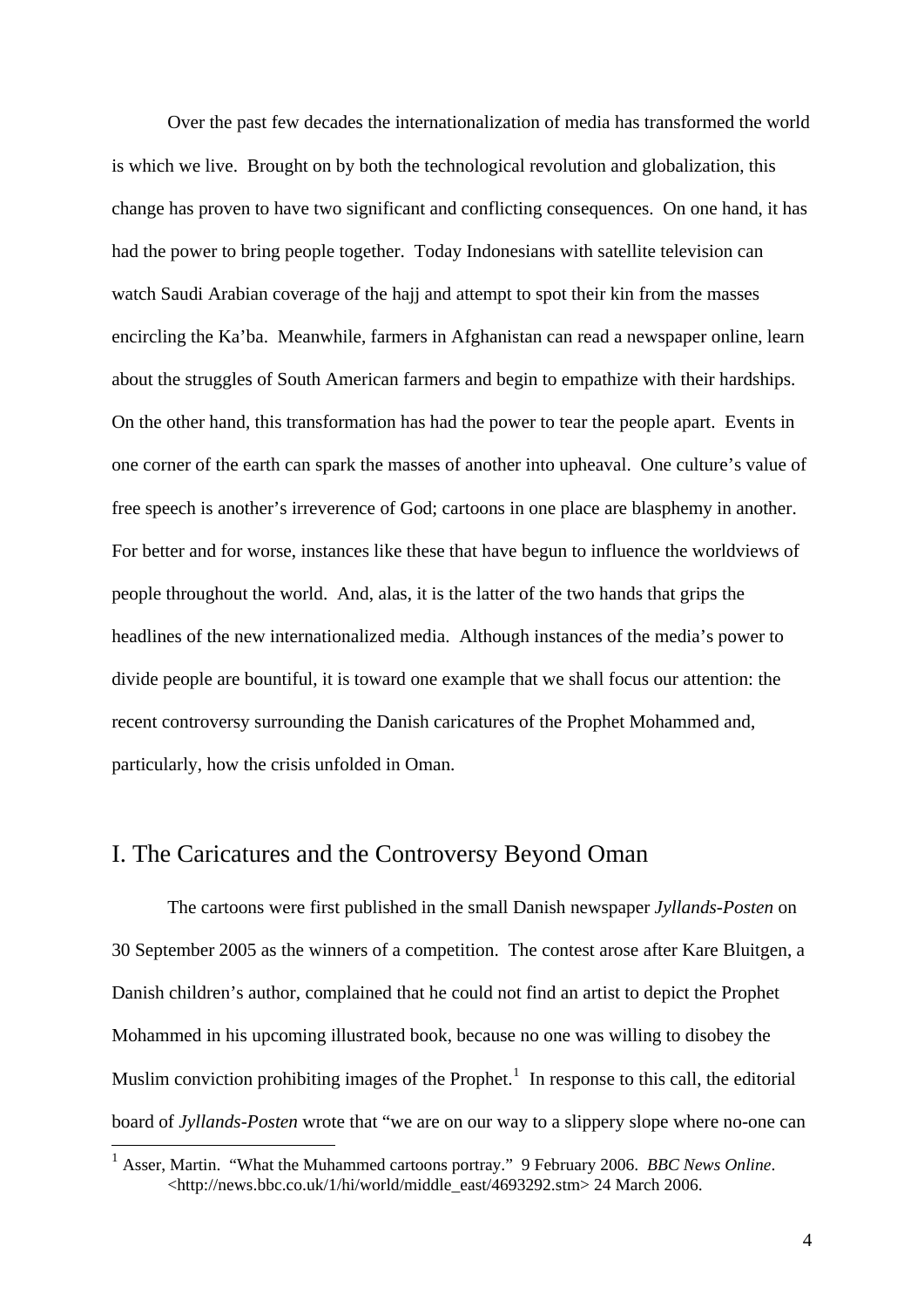Over the past few decades the internationalization of media has transformed the world is which we live. Brought on by both the technological revolution and globalization, this change has proven to have two significant and conflicting consequences. On one hand, it has had the power to bring people together. Today Indonesians with satellite television can watch Saudi Arabian coverage of the hajj and attempt to spot their kin from the masses encircling the Ka'ba. Meanwhile, farmers in Afghanistan can read a newspaper online, learn about the struggles of South American farmers and begin to empathize with their hardships. On the other hand, this transformation has had the power to tear the people apart. Events in one corner of the earth can spark the masses of another into upheaval. One culture's value of free speech is another's irreverence of God; cartoons in one place are blasphemy in another. For better and for worse, instances like these that have begun to influence the worldviews of people throughout the world. And, alas, it is the latter of the two hands that grips the headlines of the new internationalized media. Although instances of the media's power to divide people are bountiful, it is toward one example that we shall focus our attention: the recent controversy surrounding the Danish caricatures of the Prophet Mohammed and, particularly, how the crisis unfolded in Oman.

## I. The Caricatures and the Controversy Beyond Oman

The cartoons were first published in the small Danish newspaper *Jyllands-Posten* on 30 September 2005 as the winners of a competition. The contest arose after Kare Bluitgen, a Danish children's author, complained that he could not find an artist to depict the Prophet Mohammed in his upcoming illustrated book, because no one was willing to disobey the Muslim conviction prohibiting images of the Prophet.[1] In response to this call, the editorial board of *Jyllands-Posten* wrote that "we are on our way to a slippery slope where no-one can

[1] Asser, Martin. "What the Muhammed cartoons portray." 9 February 2006. *BBC News Online*. <http://news.bbc.co.uk/1/hi/world/middle_east/4693292.stm> 24 March 2006.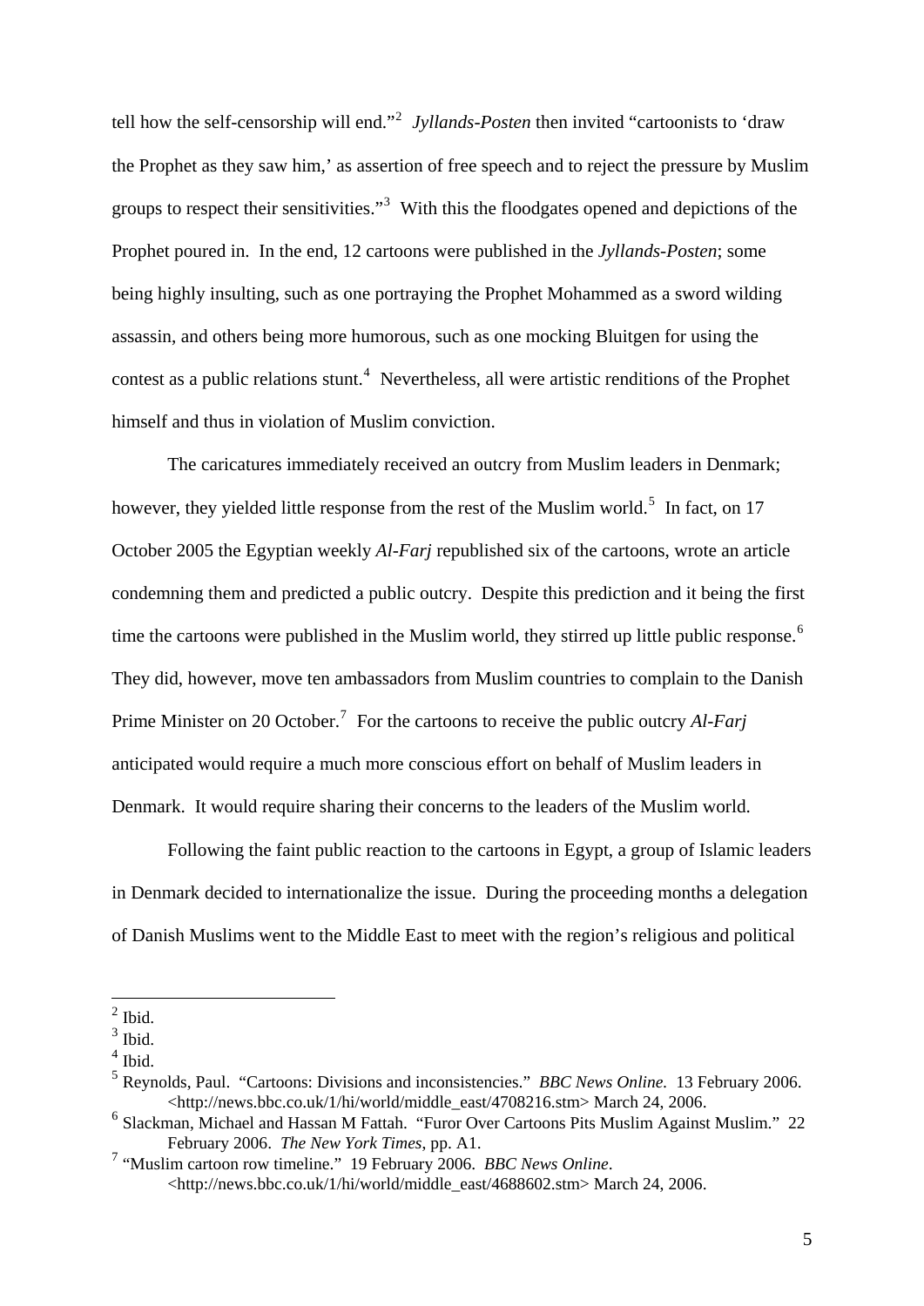tell how the self-censorship will end."[2] *Jyllands-Posten* then invited "cartoonists to 'draw the Prophet as they saw him,' as assertion of free speech and to reject the pressure by Muslim groups to respect their sensitivities."[3] With this the floodgates opened and depictions of the Prophet poured in. In the end, 12 cartoons were published in the *Jyllands-Posten*; some being highly insulting, such as one portraying the Prophet Mohammed as a sword wilding assassin, and others being more humorous, such as one mocking Bluitgen for using the contest as a public relations stunt.[4] Nevertheless, all were artistic renditions of the Prophet himself and thus in violation of Muslim conviction.

The caricatures immediately received an outcry from Muslim leaders in Denmark; however, they yielded little response from the rest of the Muslim world.[5] In fact, on 17 October 2005 the Egyptian weekly *Al-Farj* republished six of the cartoons, wrote an article condemning them and predicted a public outcry. Despite this prediction and it being the first time the cartoons were published in the Muslim world, they stirred up little public response.[6] They did, however, move ten ambassadors from Muslim countries to complain to the Danish Prime Minister on 20 October.[7] For the cartoons to receive the public outcry *Al-Farj* anticipated would require a much more conscious effort on behalf of Muslim leaders in Denmark. It would require sharing their concerns to the leaders of the Muslim world.

Following the faint public reaction to the cartoons in Egypt, a group of Islamic leaders in Denmark decided to internationalize the issue. During the proceeding months a delegation of Danish Muslims went to the Middle East to meet with the region's religious and political

---

[2] Ibid.

[3] Ibid.

[4] Ibid.

[5] Reynolds, Paul. "Cartoons: Divisions and inconsistencies." *BBC News Online.* 13 February 2006. <http://news.bbc.co.uk/1/hi/world/middle_east/4708216.stm> March 24, 2006.

[6] Slackman, Michael and Hassan M Fattah. "Furor Over Cartoons Pits Muslim Against Muslim." 22 February 2006. *The New York Times*, pp. A1.

[7] "Muslim cartoon row timeline." 19 February 2006. *BBC News Online*. <http://news.bbc.co.uk/1/hi/world/middle_east/4688602.stm> March 24, 2006.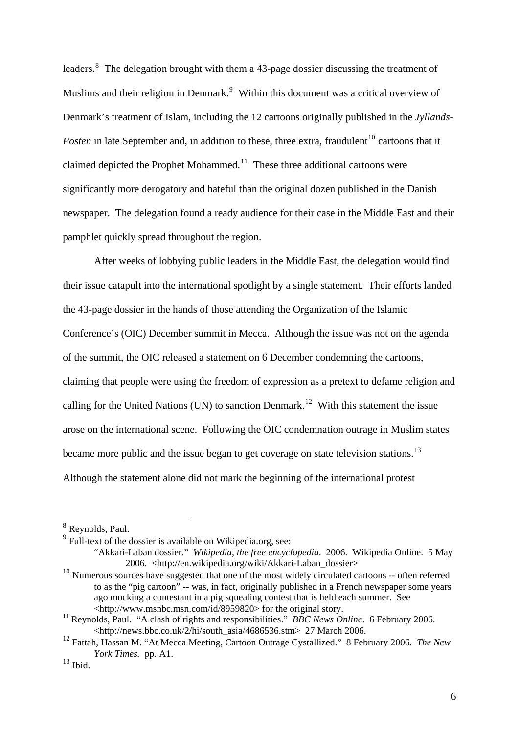leaders.[8] The delegation brought with them a 43-page dossier discussing the treatment of Muslims and their religion in Denmark.[9] Within this document was a critical overview of Denmark's treatment of Islam, including the 12 cartoons originally published in the *Jyllands-Posten* in late September and, in addition to these, three extra, fraudulent[10] cartoons that it claimed depicted the Prophet Mohammed.[11] These three additional cartoons were significantly more derogatory and hateful than the original dozen published in the Danish newspaper. The delegation found a ready audience for their case in the Middle East and their pamphlet quickly spread throughout the region.

After weeks of lobbying public leaders in the Middle East, the delegation would find their issue catapult into the international spotlight by a single statement. Their efforts landed the 43-page dossier in the hands of those attending the Organization of the Islamic Conference's (OIC) December summit in Mecca. Although the issue was not on the agenda of the summit, the OIC released a statement on 6 December condemning the cartoons, claiming that people were using the freedom of expression as a pretext to defame religion and calling for the United Nations (UN) to sanction Denmark.[12] With this statement the issue arose on the international scene. Following the OIC condemnation outrage in Muslim states became more public and the issue began to get coverage on state television stations.[13] Although the statement alone did not mark the beginning of the international protest

---

[8] Reynolds, Paul.

[9] Full-text of the dossier is available on Wikipedia.org, see:
"Akkari-Laban dossier." *Wikipedia, the free encyclopedia*. 2006. Wikipedia Online. 5 May 2006. <http://en.wikipedia.org/wiki/Akkari-Laban_dossier>

[10] Numerous sources have suggested that one of the most widely circulated cartoons -- often referred to as the "pig cartoon" -- was, in fact, originally published in a French newspaper some years ago mocking a contestant in a pig squealing contest that is held each summer. See <http://www.msnbc.msn.com/id/8959820> for the original story.

[11] Reynolds, Paul. "A clash of rights and responsibilities." *BBC News Online*. 6 February 2006. <http://news.bbc.co.uk/2/hi/south_asia/4686536.stm> 27 March 2006.

[12] Fattah, Hassan M. "At Mecca Meeting, Cartoon Outrage Cystallized." 8 February 2006. *The New York Times.* pp. A1.

[13] Ibid.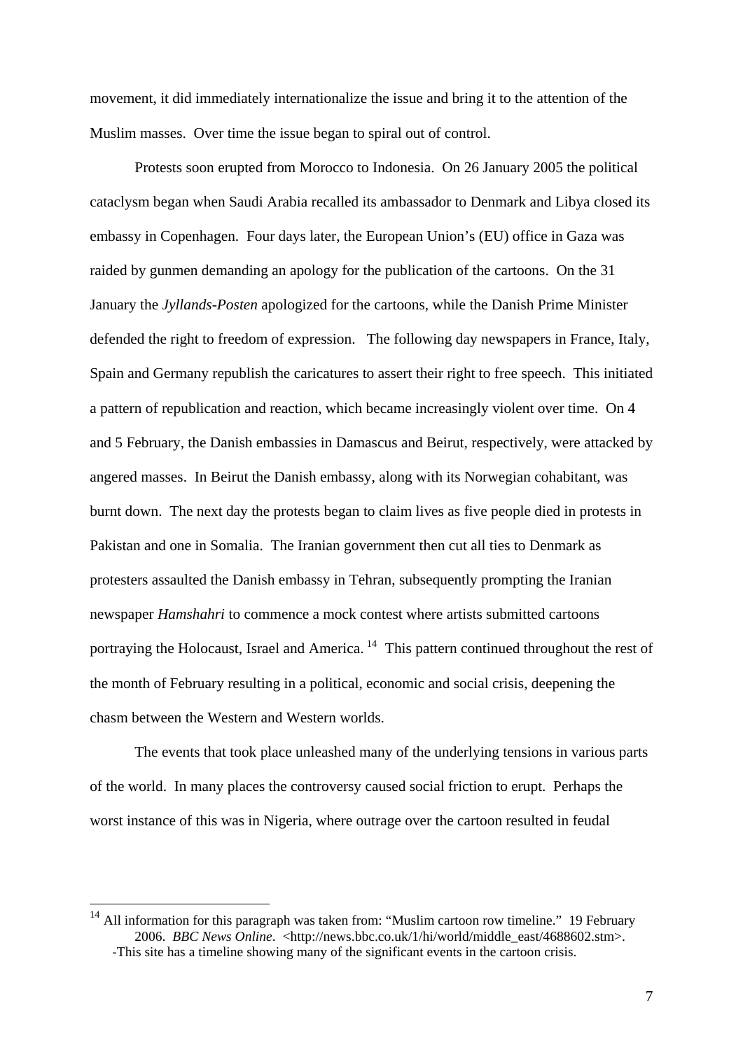movement, it did immediately internationalize the issue and bring it to the attention of the Muslim masses. Over time the issue began to spiral out of control.

Protests soon erupted from Morocco to Indonesia. On 26 January 2005 the political cataclysm began when Saudi Arabia recalled its ambassador to Denmark and Libya closed its embassy in Copenhagen. Four days later, the European Union's (EU) office in Gaza was raided by gunmen demanding an apology for the publication of the cartoons. On the 31 January the *Jyllands-Posten* apologized for the cartoons, while the Danish Prime Minister defended the right to freedom of expression. The following day newspapers in France, Italy, Spain and Germany republish the caricatures to assert their right to free speech. This initiated a pattern of republication and reaction, which became increasingly violent over time. On 4 and 5 February, the Danish embassies in Damascus and Beirut, respectively, were attacked by angered masses. In Beirut the Danish embassy, along with its Norwegian cohabitant, was burnt down. The next day the protests began to claim lives as five people died in protests in Pakistan and one in Somalia. The Iranian government then cut all ties to Denmark as protesters assaulted the Danish embassy in Tehran, subsequently prompting the Iranian newspaper *Hamshahri* to commence a mock contest where artists submitted cartoons portraying the Holocaust, Israel and America.[14] This pattern continued throughout the rest of the month of February resulting in a political, economic and social crisis, deepening the chasm between the Western and Western worlds.

The events that took place unleashed many of the underlying tensions in various parts of the world. In many places the controversy caused social friction to erupt. Perhaps the worst instance of this was in Nigeria, where outrage over the cartoon resulted in feudal

---

[14] All information for this paragraph was taken from: "Muslim cartoon row timeline." 19 February 2006. *BBC News Online*. <http://news.bbc.co.uk/1/hi/world/middle_east/4688602.stm>.
-This site has a timeline showing many of the significant events in the cartoon crisis.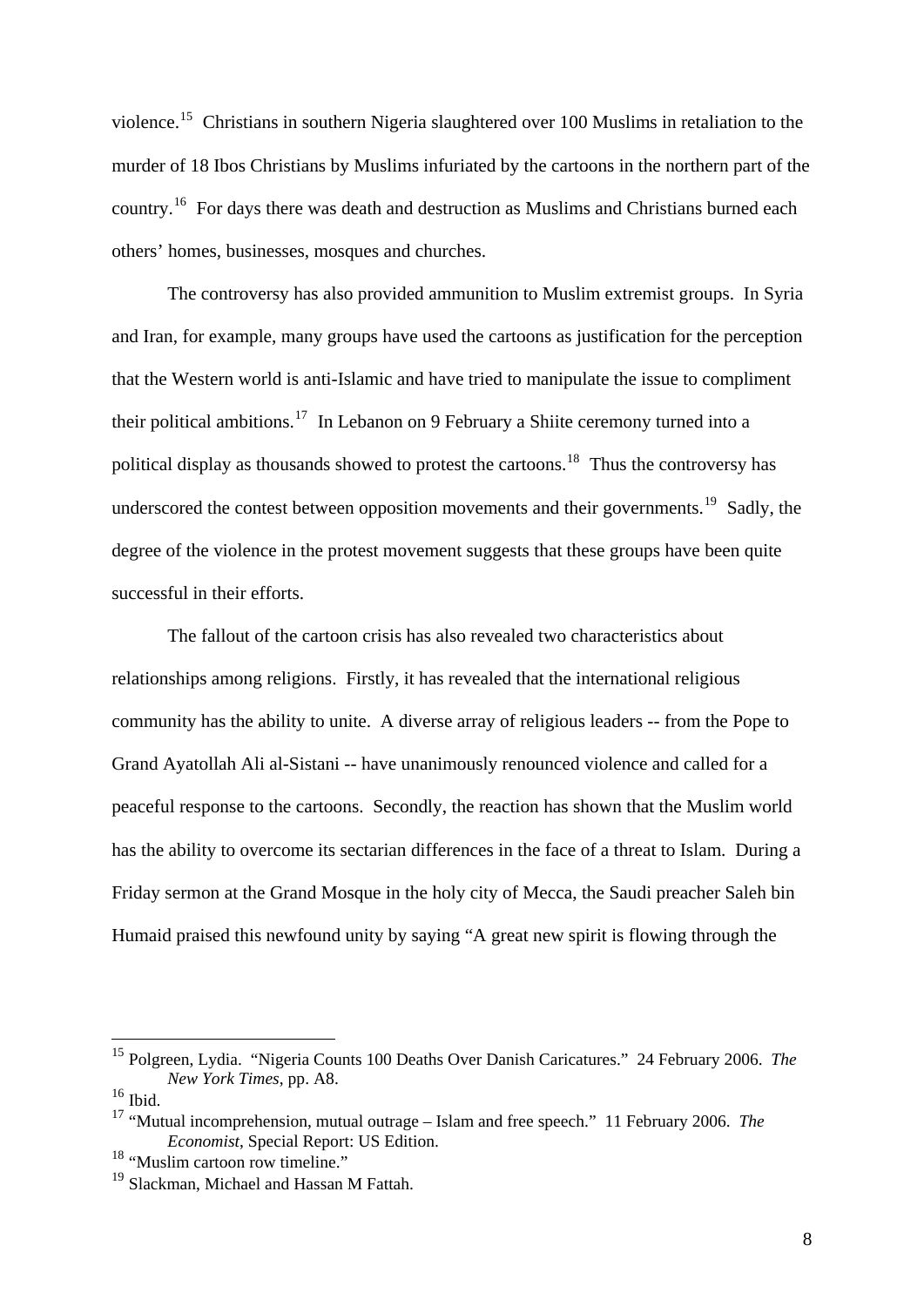violence.[15] Christians in southern Nigeria slaughtered over 100 Muslims in retaliation to the murder of 18 Ibos Christians by Muslims infuriated by the cartoons in the northern part of the country.[16] For days there was death and destruction as Muslims and Christians burned each others' homes, businesses, mosques and churches.

The controversy has also provided ammunition to Muslim extremist groups. In Syria and Iran, for example, many groups have used the cartoons as justification for the perception that the Western world is anti-Islamic and have tried to manipulate the issue to compliment their political ambitions.[17] In Lebanon on 9 February a Shiite ceremony turned into a political display as thousands showed to protest the cartoons.[18] Thus the controversy has underscored the contest between opposition movements and their governments.[19] Sadly, the degree of the violence in the protest movement suggests that these groups have been quite successful in their efforts.

The fallout of the cartoon crisis has also revealed two characteristics about relationships among religions. Firstly, it has revealed that the international religious community has the ability to unite. A diverse array of religious leaders -- from the Pope to Grand Ayatollah Ali al-Sistani -- have unanimously renounced violence and called for a peaceful response to the cartoons. Secondly, the reaction has shown that the Muslim world has the ability to overcome its sectarian differences in the face of a threat to Islam. During a Friday sermon at the Grand Mosque in the holy city of Mecca, the Saudi preacher Saleh bin Humaid praised this newfound unity by saying "A great new spirit is flowing through the

---

[15] Polgreen, Lydia. "Nigeria Counts 100 Deaths Over Danish Caricatures." 24 February 2006. *The New York Times*, pp. A8.

[16] Ibid.

[17] "Mutual incomprehension, mutual outrage – Islam and free speech." 11 February 2006. *The Economist*, Special Report: US Edition.

[18] "Muslim cartoon row timeline."

[19] Slackman, Michael and Hassan M Fattah.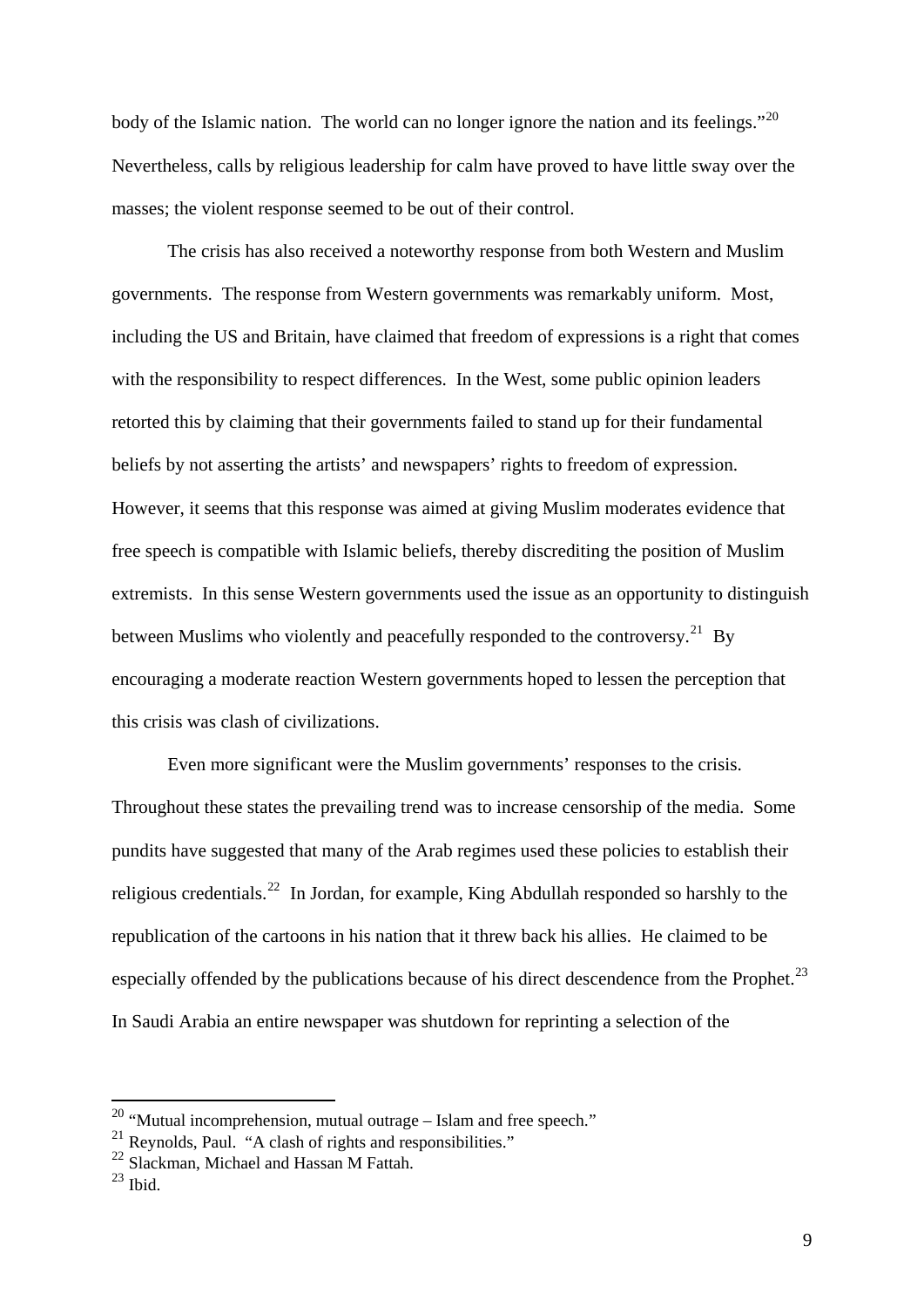body of the Islamic nation. The world can no longer ignore the nation and its feelings."[20] Nevertheless, calls by religious leadership for calm have proved to have little sway over the masses; the violent response seemed to be out of their control.

The crisis has also received a noteworthy response from both Western and Muslim governments. The response from Western governments was remarkably uniform. Most, including the US and Britain, have claimed that freedom of expressions is a right that comes with the responsibility to respect differences. In the West, some public opinion leaders retorted this by claiming that their governments failed to stand up for their fundamental beliefs by not asserting the artists' and newspapers' rights to freedom of expression. However, it seems that this response was aimed at giving Muslim moderates evidence that free speech is compatible with Islamic beliefs, thereby discrediting the position of Muslim extremists. In this sense Western governments used the issue as an opportunity to distinguish between Muslims who violently and peacefully responded to the controversy.[21] By encouraging a moderate reaction Western governments hoped to lessen the perception that this crisis was clash of civilizations.

Even more significant were the Muslim governments' responses to the crisis. Throughout these states the prevailing trend was to increase censorship of the media. Some pundits have suggested that many of the Arab regimes used these policies to establish their religious credentials.[22] In Jordan, for example, King Abdullah responded so harshly to the republication of the cartoons in his nation that it threw back his allies. He claimed to be especially offended by the publications because of his direct descendence from the Prophet.[23] In Saudi Arabia an entire newspaper was shutdown for reprinting a selection of the

---

[20] "Mutual incomprehension, mutual outrage – Islam and free speech."

[21] Reynolds, Paul. "A clash of rights and responsibilities."

[22] Slackman, Michael and Hassan M Fattah.

[23] Ibid.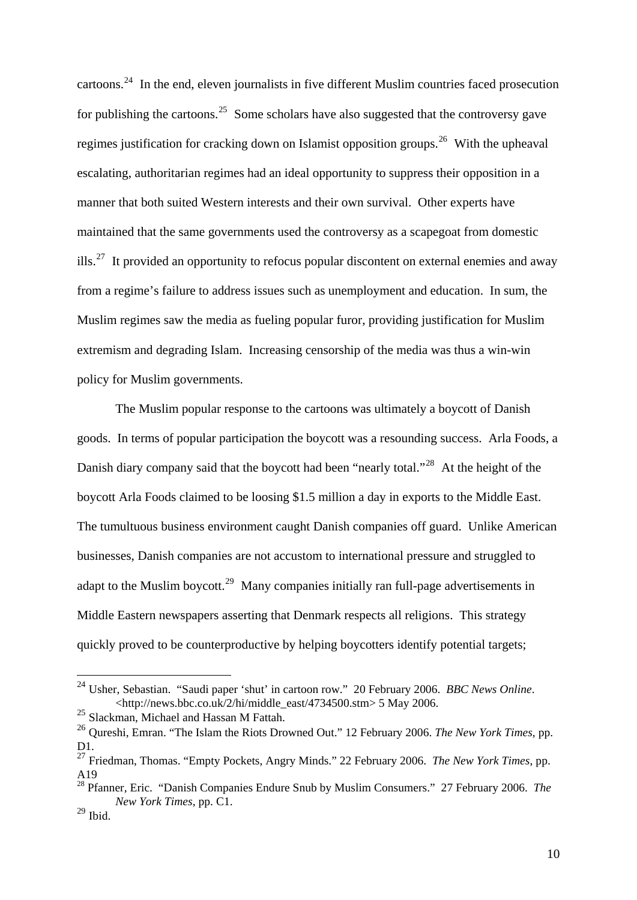cartoons.[24] In the end, eleven journalists in five different Muslim countries faced prosecution for publishing the cartoons.[25] Some scholars have also suggested that the controversy gave regimes justification for cracking down on Islamist opposition groups.[26] With the upheaval escalating, authoritarian regimes had an ideal opportunity to suppress their opposition in a manner that both suited Western interests and their own survival. Other experts have maintained that the same governments used the controversy as a scapegoat from domestic ills.[27] It provided an opportunity to refocus popular discontent on external enemies and away from a regime's failure to address issues such as unemployment and education. In sum, the Muslim regimes saw the media as fueling popular furor, providing justification for Muslim extremism and degrading Islam. Increasing censorship of the media was thus a win-win policy for Muslim governments.

The Muslim popular response to the cartoons was ultimately a boycott of Danish goods. In terms of popular participation the boycott was a resounding success. Arla Foods, a Danish diary company said that the boycott had been "nearly total."[28] At the height of the boycott Arla Foods claimed to be loosing $1.5 million a day in exports to the Middle East. The tumultuous business environment caught Danish companies off guard. Unlike American businesses, Danish companies are not accustom to international pressure and struggled to adapt to the Muslim boycott.[29] Many companies initially ran full-page advertisements in Middle Eastern newspapers asserting that Denmark respects all religions. This strategy quickly proved to be counterproductive by helping boycotters identify potential targets;

---

[24] Usher, Sebastian. "Saudi paper 'shut' in cartoon row." 20 February 2006. *BBC News Online*. <http://news.bbc.co.uk/2/hi/middle_east/4734500.stm> 5 May 2006.

[25] Slackman, Michael and Hassan M Fattah.

[26] Qureshi, Emran. "The Islam the Riots Drowned Out." 12 February 2006. *The New York Times*, pp. D1.

[27] Friedman, Thomas. "Empty Pockets, Angry Minds." 22 February 2006. *The New York Times*, pp. A19

[28] Pfanner, Eric. "Danish Companies Endure Snub by Muslim Consumers." 27 February 2006. *The New York Times*, pp. C1.

[29] Ibid.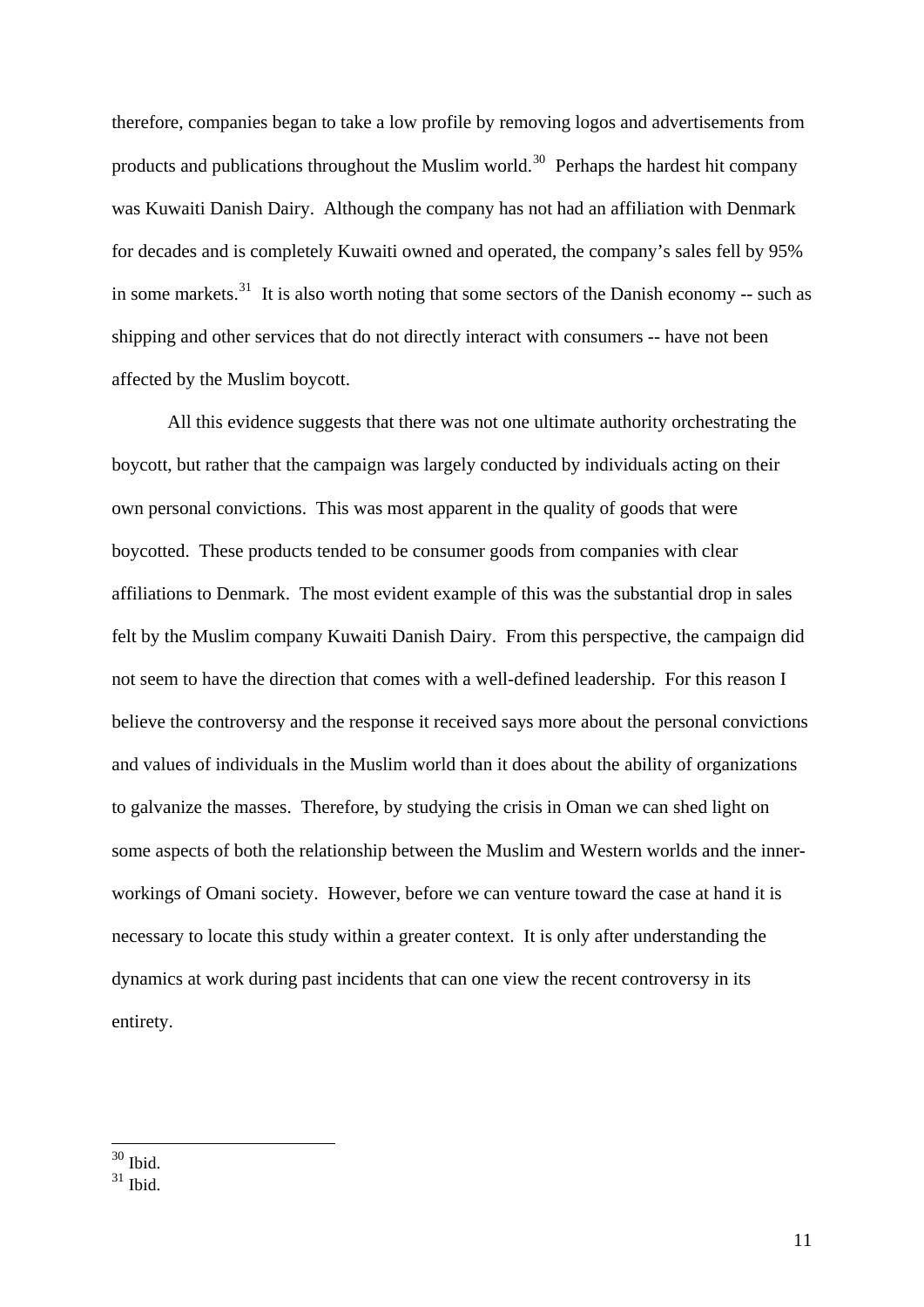therefore, companies began to take a low profile by removing logos and advertisements from products and publications throughout the Muslim world.[30] Perhaps the hardest hit company was Kuwaiti Danish Dairy. Although the company has not had an affiliation with Denmark for decades and is completely Kuwaiti owned and operated, the company's sales fell by 95% in some markets.[31] It is also worth noting that some sectors of the Danish economy -- such as shipping and other services that do not directly interact with consumers -- have not been affected by the Muslim boycott.

All this evidence suggests that there was not one ultimate authority orchestrating the boycott, but rather that the campaign was largely conducted by individuals acting on their own personal convictions. This was most apparent in the quality of goods that were boycotted. These products tended to be consumer goods from companies with clear affiliations to Denmark. The most evident example of this was the substantial drop in sales felt by the Muslim company Kuwaiti Danish Dairy. From this perspective, the campaign did not seem to have the direction that comes with a well-defined leadership. For this reason I believe the controversy and the response it received says more about the personal convictions and values of individuals in the Muslim world than it does about the ability of organizations to galvanize the masses. Therefore, by studying the crisis in Oman we can shed light on some aspects of both the relationship between the Muslim and Western worlds and the inner-workings of Omani society. However, before we can venture toward the case at hand it is necessary to locate this study within a greater context. It is only after understanding the dynamics at work during past incidents that can one view the recent controversy in its entirety.

---

[30] Ibid.

[31] Ibid.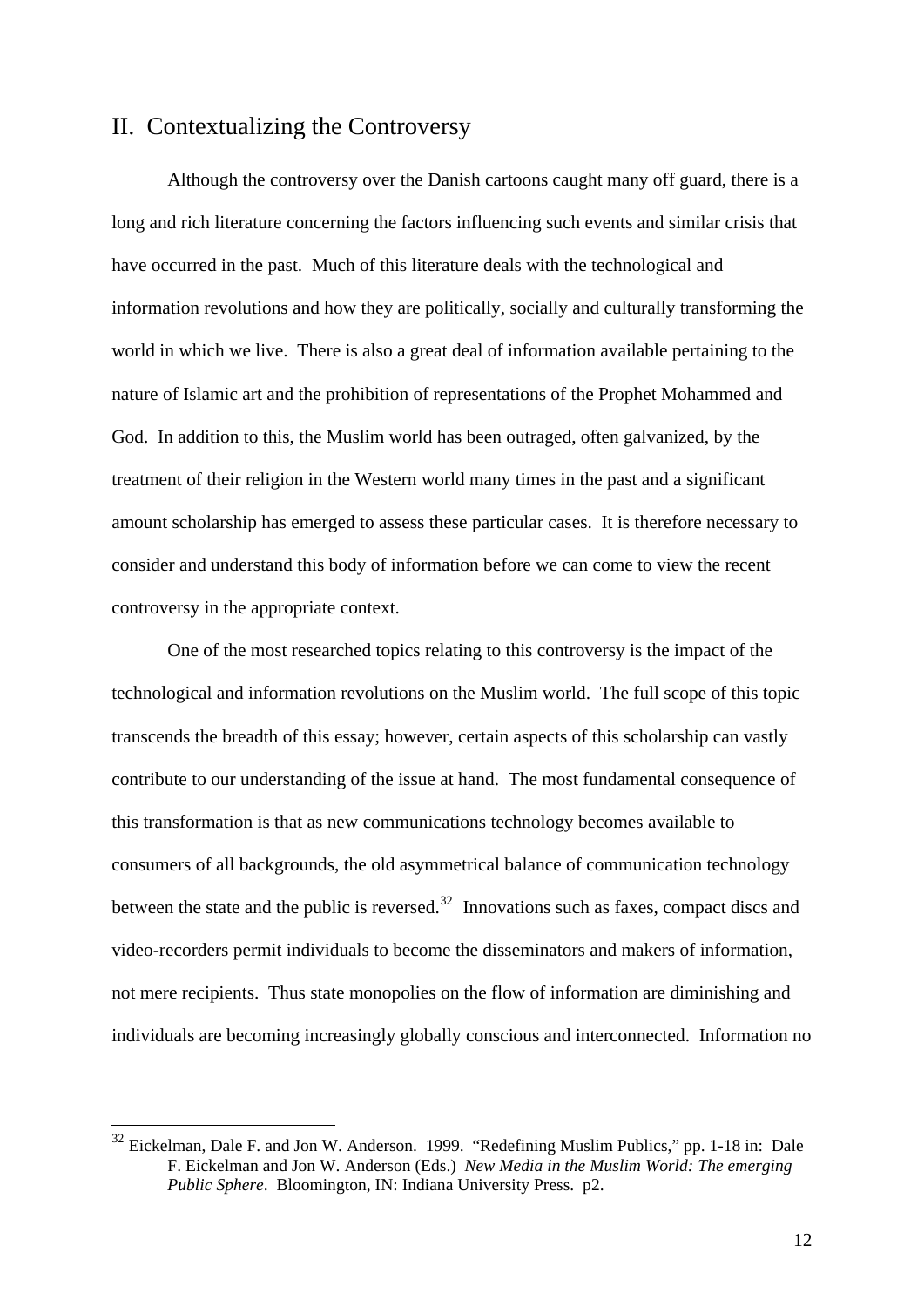## II. Contextualizing the Controversy

Although the controversy over the Danish cartoons caught many off guard, there is a long and rich literature concerning the factors influencing such events and similar crisis that have occurred in the past. Much of this literature deals with the technological and information revolutions and how they are politically, socially and culturally transforming the world in which we live. There is also a great deal of information available pertaining to the nature of Islamic art and the prohibition of representations of the Prophet Mohammed and God. In addition to this, the Muslim world has been outraged, often galvanized, by the treatment of their religion in the Western world many times in the past and a significant amount scholarship has emerged to assess these particular cases. It is therefore necessary to consider and understand this body of information before we can come to view the recent controversy in the appropriate context.

One of the most researched topics relating to this controversy is the impact of the technological and information revolutions on the Muslim world. The full scope of this topic transcends the breadth of this essay; however, certain aspects of this scholarship can vastly contribute to our understanding of the issue at hand. The most fundamental consequence of this transformation is that as new communications technology becomes available to consumers of all backgrounds, the old asymmetrical balance of communication technology between the state and the public is reversed.[32] Innovations such as faxes, compact discs and video-recorders permit individuals to become the disseminators and makers of information, not mere recipients. Thus state monopolies on the flow of information are diminishing and individuals are becoming increasingly globally conscious and interconnected. Information no

[32] Eickelman, Dale F. and Jon W. Anderson. 1999. "Redefining Muslim Publics," pp. 1-18 in: Dale F. Eickelman and Jon W. Anderson (Eds.) *New Media in the Muslim World: The emerging Public Sphere*. Bloomington, IN: Indiana University Press. p2.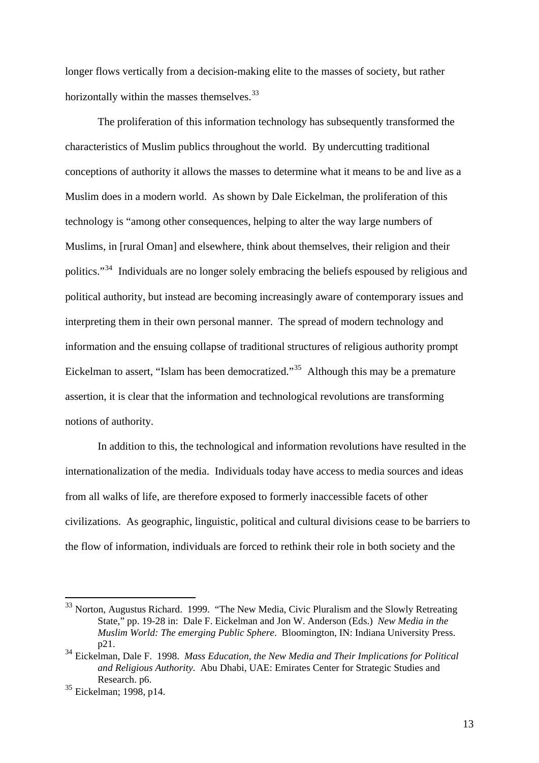longer flows vertically from a decision-making elite to the masses of society, but rather horizontally within the masses themselves.[33]

The proliferation of this information technology has subsequently transformed the characteristics of Muslim publics throughout the world. By undercutting traditional conceptions of authority it allows the masses to determine what it means to be and live as a Muslim does in a modern world. As shown by Dale Eickelman, the proliferation of this technology is "among other consequences, helping to alter the way large numbers of Muslims, in [rural Oman] and elsewhere, think about themselves, their religion and their politics."[34] Individuals are no longer solely embracing the beliefs espoused by religious and political authority, but instead are becoming increasingly aware of contemporary issues and interpreting them in their own personal manner. The spread of modern technology and information and the ensuing collapse of traditional structures of religious authority prompt Eickelman to assert, "Islam has been democratized."[35] Although this may be a premature assertion, it is clear that the information and technological revolutions are transforming notions of authority.

In addition to this, the technological and information revolutions have resulted in the internationalization of the media. Individuals today have access to media sources and ideas from all walks of life, are therefore exposed to formerly inaccessible facets of other civilizations. As geographic, linguistic, political and cultural divisions cease to be barriers to the flow of information, individuals are forced to rethink their role in both society and the

---

[33] Norton, Augustus Richard. 1999. "The New Media, Civic Pluralism and the Slowly Retreating State," pp. 19-28 in: Dale F. Eickelman and Jon W. Anderson (Eds.) *New Media in the Muslim World: The emerging Public Sphere*. Bloomington, IN: Indiana University Press. p21.

[34] Eickelman, Dale F. 1998. *Mass Education, the New Media and Their Implications for Political and Religious Authority*. Abu Dhabi, UAE: Emirates Center for Strategic Studies and Research. p6.

[35] Eickelman; 1998, p14.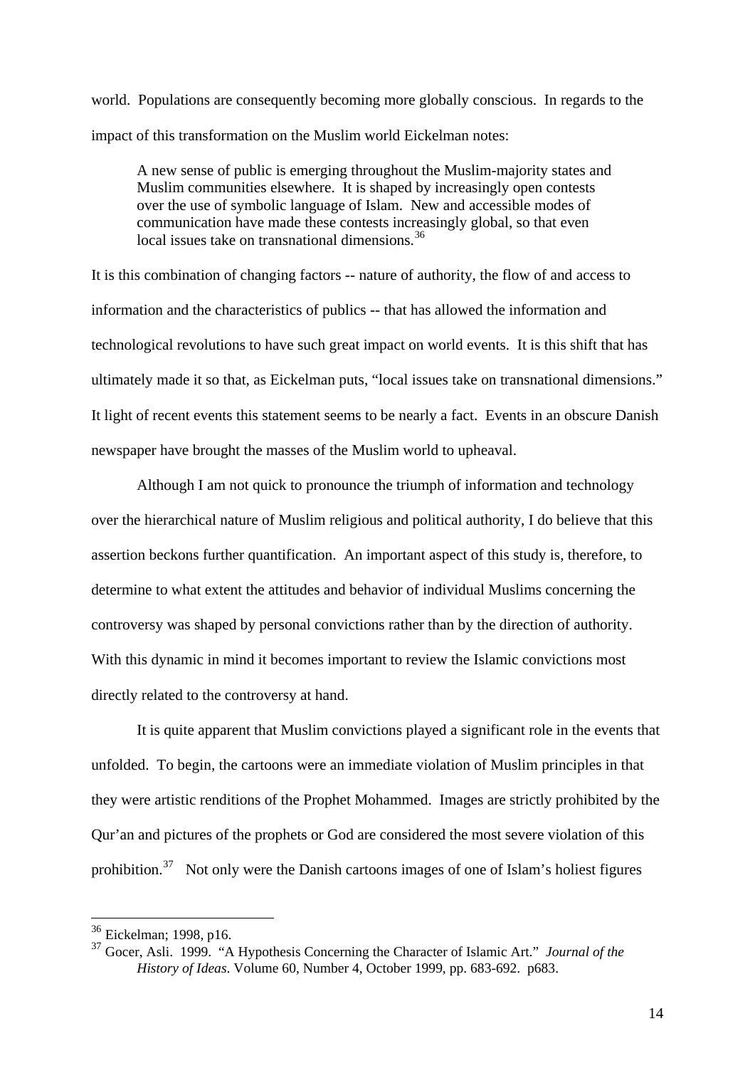world. Populations are consequently becoming more globally conscious. In regards to the impact of this transformation on the Muslim world Eickelman notes:

> A new sense of public is emerging throughout the Muslim-majority states and Muslim communities elsewhere. It is shaped by increasingly open contests over the use of symbolic language of Islam. New and accessible modes of communication have made these contests increasingly global, so that even local issues take on transnational dimensions.[36]

It is this combination of changing factors -- nature of authority, the flow of and access to information and the characteristics of publics -- that has allowed the information and technological revolutions to have such great impact on world events. It is this shift that has ultimately made it so that, as Eickelman puts, "local issues take on transnational dimensions." It light of recent events this statement seems to be nearly a fact. Events in an obscure Danish newspaper have brought the masses of the Muslim world to upheaval.

Although I am not quick to pronounce the triumph of information and technology over the hierarchical nature of Muslim religious and political authority, I do believe that this assertion beckons further quantification. An important aspect of this study is, therefore, to determine to what extent the attitudes and behavior of individual Muslims concerning the controversy was shaped by personal convictions rather than by the direction of authority. With this dynamic in mind it becomes important to review the Islamic convictions most directly related to the controversy at hand.

It is quite apparent that Muslim convictions played a significant role in the events that unfolded. To begin, the cartoons were an immediate violation of Muslim principles in that they were artistic renditions of the Prophet Mohammed. Images are strictly prohibited by the Qur'an and pictures of the prophets or God are considered the most severe violation of this prohibition.[37] Not only were the Danish cartoons images of one of Islam's holiest figures

---

[36] Eickelman; 1998, p16.

[37] Gocer, Asli. 1999. "A Hypothesis Concerning the Character of Islamic Art." *Journal of the History of Ideas*. Volume 60, Number 4, October 1999, pp. 683-692. p683.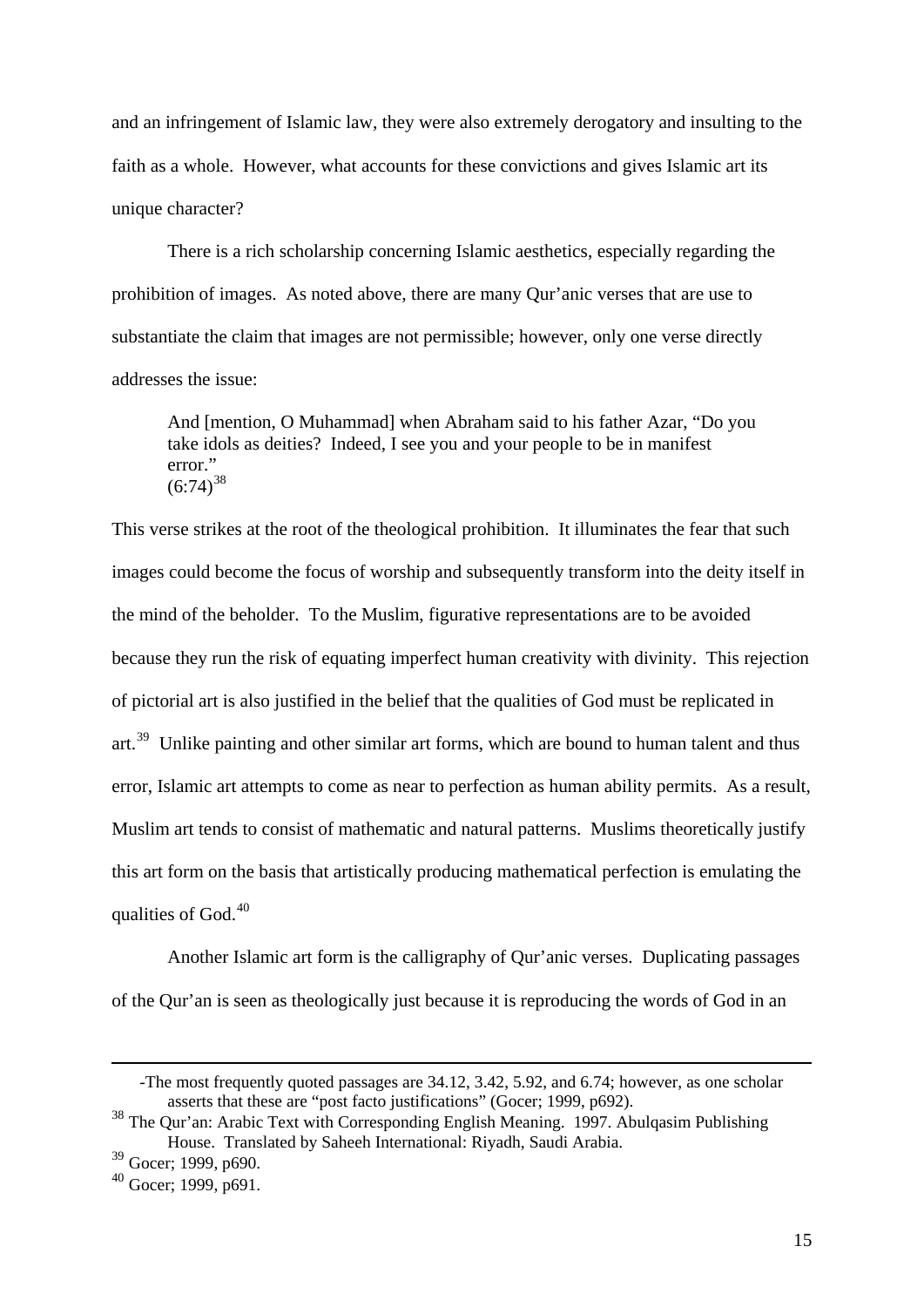and an infringement of Islamic law, they were also extremely derogatory and insulting to the faith as a whole. However, what accounts for these convictions and gives Islamic art its unique character?

There is a rich scholarship concerning Islamic aesthetics, especially regarding the prohibition of images. As noted above, there are many Qur'anic verses that are use to substantiate the claim that images are not permissible; however, only one verse directly addresses the issue:

> And [mention, O Muhammad] when Abraham said to his father Azar, "Do you take idols as deities? Indeed, I see you and your people to be in manifest error."
> (6:74)[38]

This verse strikes at the root of the theological prohibition. It illuminates the fear that such images could become the focus of worship and subsequently transform into the deity itself in the mind of the beholder. To the Muslim, figurative representations are to be avoided because they run the risk of equating imperfect human creativity with divinity. This rejection of pictorial art is also justified in the belief that the qualities of God must be replicated in art.[39] Unlike painting and other similar art forms, which are bound to human talent and thus error, Islamic art attempts to come as near to perfection as human ability permits. As a result, Muslim art tends to consist of mathematic and natural patterns. Muslims theoretically justify this art form on the basis that artistically producing mathematical perfection is emulating the qualities of God.[40]

Another Islamic art form is the calligraphy of Qur'anic verses. Duplicating passages of the Qur'an is seen as theologically just because it is reproducing the words of God in an

---

-The most frequently quoted passages are 34.12, 3.42, 5.92, and 6.74; however, as one scholar asserts that these are "post facto justifications" (Gocer; 1999, p692).

[38] The Qur'an: Arabic Text with Corresponding English Meaning. 1997. Abulqasim Publishing House. Translated by Saheeh International: Riyadh, Saudi Arabia.

[39] Gocer; 1999, p690.

[40] Gocer; 1999, p691.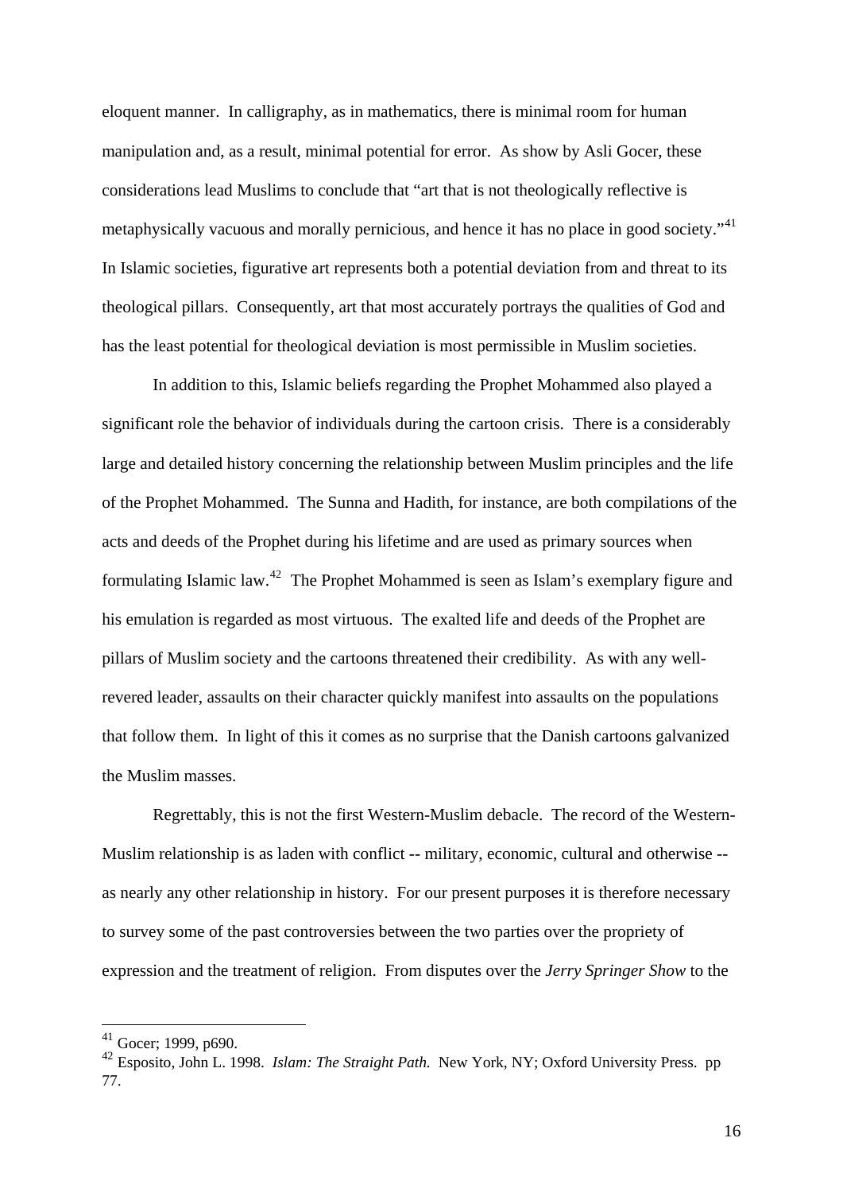eloquent manner. In calligraphy, as in mathematics, there is minimal room for human manipulation and, as a result, minimal potential for error. As show by Asli Gocer, these considerations lead Muslims to conclude that "art that is not theologically reflective is metaphysically vacuous and morally pernicious, and hence it has no place in good society."[41] In Islamic societies, figurative art represents both a potential deviation from and threat to its theological pillars. Consequently, art that most accurately portrays the qualities of God and has the least potential for theological deviation is most permissible in Muslim societies.

In addition to this, Islamic beliefs regarding the Prophet Mohammed also played a significant role the behavior of individuals during the cartoon crisis. There is a considerably large and detailed history concerning the relationship between Muslim principles and the life of the Prophet Mohammed. The Sunna and Hadith, for instance, are both compilations of the acts and deeds of the Prophet during his lifetime and are used as primary sources when formulating Islamic law.[42] The Prophet Mohammed is seen as Islam's exemplary figure and his emulation is regarded as most virtuous. The exalted life and deeds of the Prophet are pillars of Muslim society and the cartoons threatened their credibility. As with any well-revered leader, assaults on their character quickly manifest into assaults on the populations that follow them. In light of this it comes as no surprise that the Danish cartoons galvanized the Muslim masses.

Regrettably, this is not the first Western-Muslim debacle. The record of the Western-Muslim relationship is as laden with conflict -- military, economic, cultural and otherwise -- as nearly any other relationship in history. For our present purposes it is therefore necessary to survey some of the past controversies between the two parties over the propriety of expression and the treatment of religion. From disputes over the *Jerry Springer Show* to the

---

[41] Gocer; 1999, p690.

[42] Esposito, John L. 1998. *Islam: The Straight Path.* New York, NY; Oxford University Press. pp 77.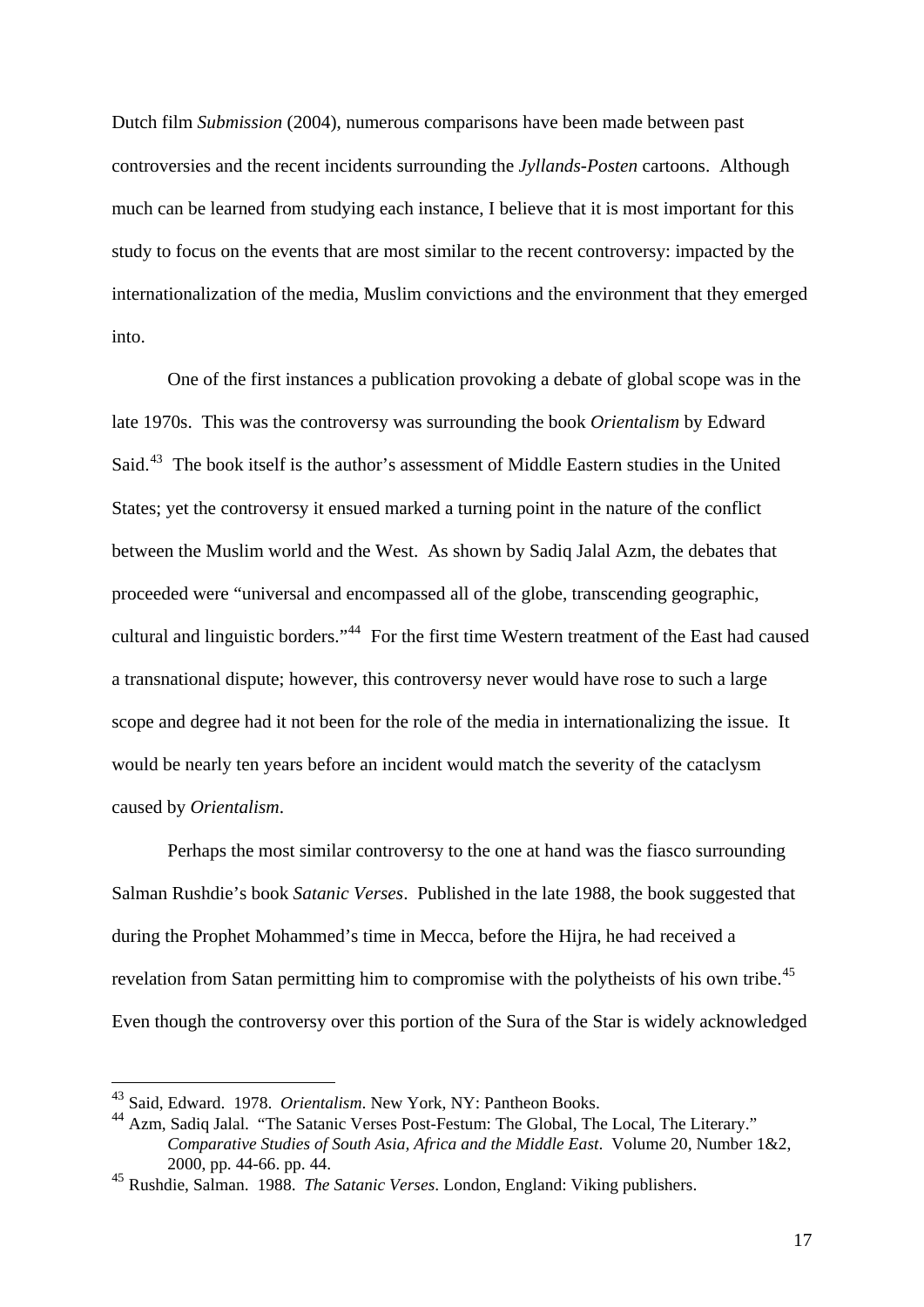Dutch film *Submission* (2004), numerous comparisons have been made between past controversies and the recent incidents surrounding the *Jyllands-Posten* cartoons. Although much can be learned from studying each instance, I believe that it is most important for this study to focus on the events that are most similar to the recent controversy: impacted by the internationalization of the media, Muslim convictions and the environment that they emerged into.

One of the first instances a publication provoking a debate of global scope was in the late 1970s. This was the controversy was surrounding the book *Orientalism* by Edward Said.[43] The book itself is the author's assessment of Middle Eastern studies in the United States; yet the controversy it ensued marked a turning point in the nature of the conflict between the Muslim world and the West. As shown by Sadiq Jalal Azm, the debates that proceeded were "universal and encompassed all of the globe, transcending geographic, cultural and linguistic borders."[44] For the first time Western treatment of the East had caused a transnational dispute; however, this controversy never would have rose to such a large scope and degree had it not been for the role of the media in internationalizing the issue. It would be nearly ten years before an incident would match the severity of the cataclysm caused by *Orientalism*.

Perhaps the most similar controversy to the one at hand was the fiasco surrounding Salman Rushdie's book *Satanic Verses*. Published in the late 1988, the book suggested that during the Prophet Mohammed's time in Mecca, before the Hijra, he had received a revelation from Satan permitting him to compromise with the polytheists of his own tribe.[45] Even though the controversy over this portion of the Sura of the Star is widely acknowledged

---

[43] Said, Edward. 1978. *Orientalism*. New York, NY: Pantheon Books.

[44] Azm, Sadiq Jalal. "The Satanic Verses Post-Festum: The Global, The Local, The Literary." *Comparative Studies of South Asia, Africa and the Middle East*. Volume 20, Number 1&2, 2000, pp. 44-66. pp. 44.

[45] Rushdie, Salman. 1988. *The Satanic Verses*. London, England: Viking publishers.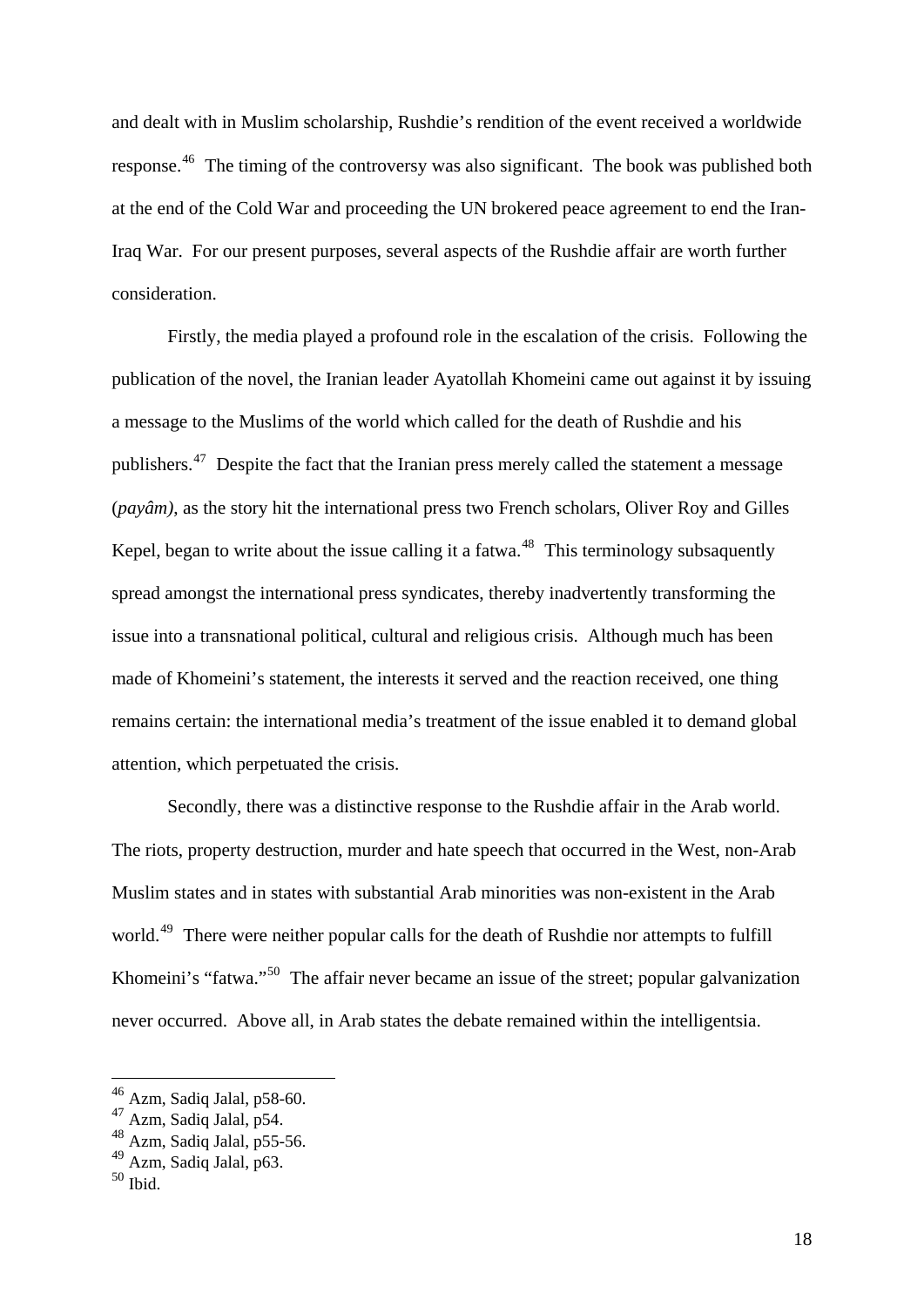and dealt with in Muslim scholarship, Rushdie's rendition of the event received a worldwide response.[46] The timing of the controversy was also significant. The book was published both at the end of the Cold War and proceeding the UN brokered peace agreement to end the Iran-Iraq War. For our present purposes, several aspects of the Rushdie affair are worth further consideration.

Firstly, the media played a profound role in the escalation of the crisis. Following the publication of the novel, the Iranian leader Ayatollah Khomeini came out against it by issuing a message to the Muslims of the world which called for the death of Rushdie and his publishers.[47] Despite the fact that the Iranian press merely called the statement a message (*payâm)*, as the story hit the international press two French scholars, Oliver Roy and Gilles Kepel, began to write about the issue calling it a fatwa.[48] This terminology subsaquently spread amongst the international press syndicates, thereby inadvertently transforming the issue into a transnational political, cultural and religious crisis. Although much has been made of Khomeini's statement, the interests it served and the reaction received, one thing remains certain: the international media's treatment of the issue enabled it to demand global attention, which perpetuated the crisis.

Secondly, there was a distinctive response to the Rushdie affair in the Arab world. The riots, property destruction, murder and hate speech that occurred in the West, non-Arab Muslim states and in states with substantial Arab minorities was non-existent in the Arab world.[49] There were neither popular calls for the death of Rushdie nor attempts to fulfill Khomeini's "fatwa."[50] The affair never became an issue of the street; popular galvanization never occurred. Above all, in Arab states the debate remained within the intelligentsia.

---

[46] Azm, Sadiq Jalal, p58-60.

[47] Azm, Sadiq Jalal, p54.

[48] Azm, Sadiq Jalal, p55-56.

[49] Azm, Sadiq Jalal, p63.

[50] Ibid.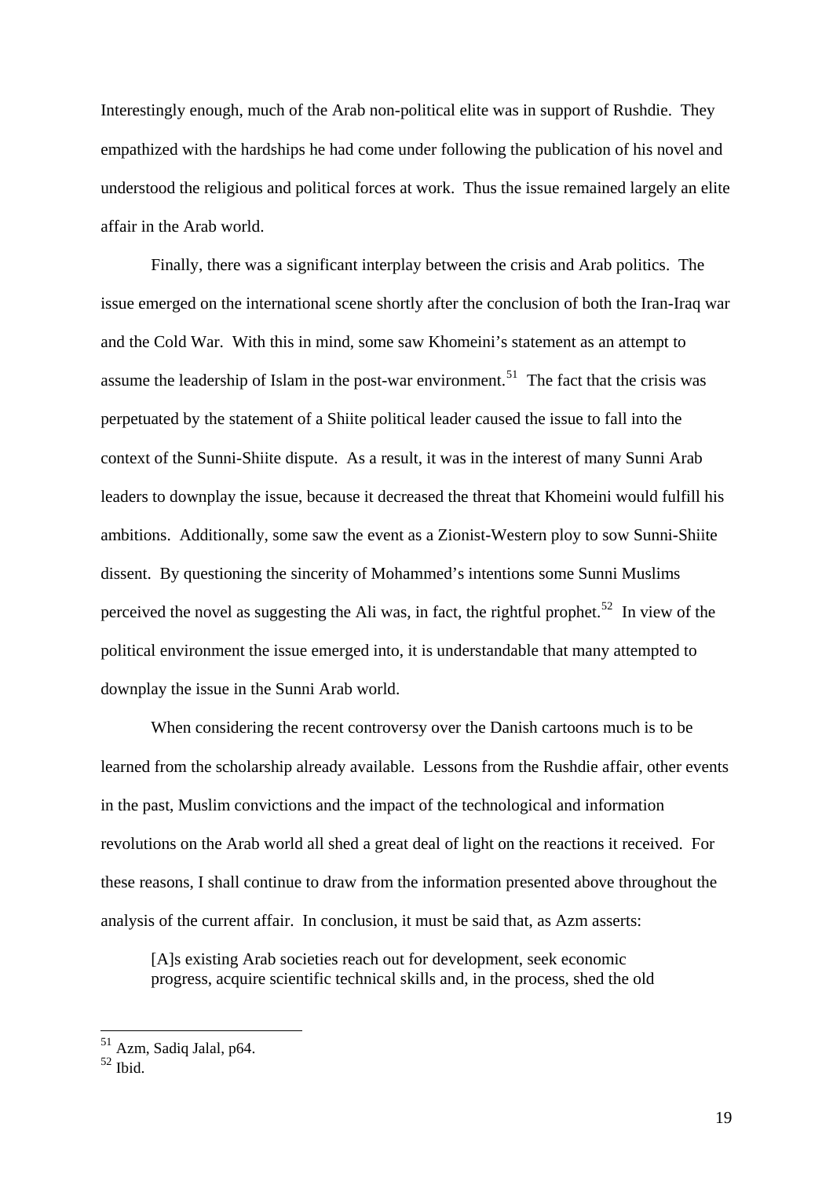Interestingly enough, much of the Arab non-political elite was in support of Rushdie. They empathized with the hardships he had come under following the publication of his novel and understood the religious and political forces at work. Thus the issue remained largely an elite affair in the Arab world.

Finally, there was a significant interplay between the crisis and Arab politics. The issue emerged on the international scene shortly after the conclusion of both the Iran-Iraq war and the Cold War. With this in mind, some saw Khomeini's statement as an attempt to assume the leadership of Islam in the post-war environment.[51] The fact that the crisis was perpetuated by the statement of a Shiite political leader caused the issue to fall into the context of the Sunni-Shiite dispute. As a result, it was in the interest of many Sunni Arab leaders to downplay the issue, because it decreased the threat that Khomeini would fulfill his ambitions. Additionally, some saw the event as a Zionist-Western ploy to sow Sunni-Shiite dissent. By questioning the sincerity of Mohammed's intentions some Sunni Muslims perceived the novel as suggesting the Ali was, in fact, the rightful prophet.[52] In view of the political environment the issue emerged into, it is understandable that many attempted to downplay the issue in the Sunni Arab world.

When considering the recent controversy over the Danish cartoons much is to be learned from the scholarship already available. Lessons from the Rushdie affair, other events in the past, Muslim convictions and the impact of the technological and information revolutions on the Arab world all shed a great deal of light on the reactions it received. For these reasons, I shall continue to draw from the information presented above throughout the analysis of the current affair. In conclusion, it must be said that, as Azm asserts:

> [A]s existing Arab societies reach out for development, seek economic progress, acquire scientific technical skills and, in the process, shed the old

---

[51] Azm, Sadiq Jalal, p64.

[52] Ibid.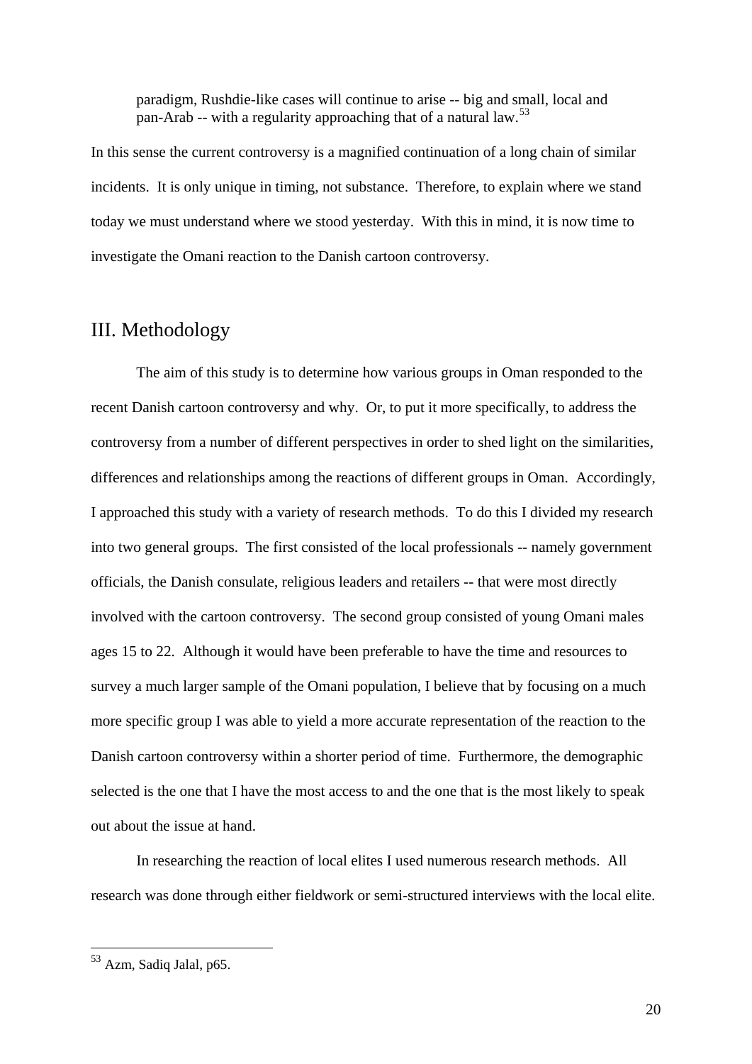> paradigm, Rushdie-like cases will continue to arise -- big and small, local and pan-Arab -- with a regularity approaching that of a natural law.[53]

In this sense the current controversy is a magnified continuation of a long chain of similar incidents. It is only unique in timing, not substance. Therefore, to explain where we stand today we must understand where we stood yesterday. With this in mind, it is now time to investigate the Omani reaction to the Danish cartoon controversy.

## III. Methodology

The aim of this study is to determine how various groups in Oman responded to the recent Danish cartoon controversy and why. Or, to put it more specifically, to address the controversy from a number of different perspectives in order to shed light on the similarities, differences and relationships among the reactions of different groups in Oman. Accordingly, I approached this study with a variety of research methods. To do this I divided my research into two general groups. The first consisted of the local professionals -- namely government officials, the Danish consulate, religious leaders and retailers -- that were most directly involved with the cartoon controversy. The second group consisted of young Omani males ages 15 to 22. Although it would have been preferable to have the time and resources to survey a much larger sample of the Omani population, I believe that by focusing on a much more specific group I was able to yield a more accurate representation of the reaction to the Danish cartoon controversy within a shorter period of time. Furthermore, the demographic selected is the one that I have the most access to and the one that is the most likely to speak out about the issue at hand.

In researching the reaction of local elites I used numerous research methods. All research was done through either fieldwork or semi-structured interviews with the local elite.

---

[53] Azm, Sadiq Jalal, p65.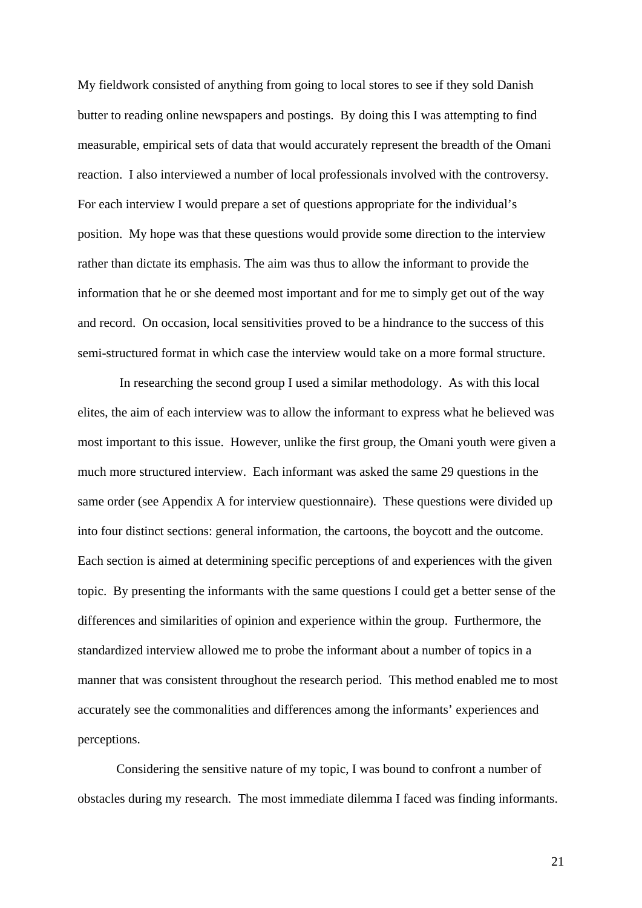My fieldwork consisted of anything from going to local stores to see if they sold Danish butter to reading online newspapers and postings. By doing this I was attempting to find measurable, empirical sets of data that would accurately represent the breadth of the Omani reaction. I also interviewed a number of local professionals involved with the controversy. For each interview I would prepare a set of questions appropriate for the individual's position. My hope was that these questions would provide some direction to the interview rather than dictate its emphasis. The aim was thus to allow the informant to provide the information that he or she deemed most important and for me to simply get out of the way and record. On occasion, local sensitivities proved to be a hindrance to the success of this semi-structured format in which case the interview would take on a more formal structure.

In researching the second group I used a similar methodology. As with this local elites, the aim of each interview was to allow the informant to express what he believed was most important to this issue. However, unlike the first group, the Omani youth were given a much more structured interview. Each informant was asked the same 29 questions in the same order (see Appendix A for interview questionnaire). These questions were divided up into four distinct sections: general information, the cartoons, the boycott and the outcome. Each section is aimed at determining specific perceptions of and experiences with the given topic. By presenting the informants with the same questions I could get a better sense of the differences and similarities of opinion and experience within the group. Furthermore, the standardized interview allowed me to probe the informant about a number of topics in a manner that was consistent throughout the research period. This method enabled me to most accurately see the commonalities and differences among the informants' experiences and perceptions.

Considering the sensitive nature of my topic, I was bound to confront a number of obstacles during my research. The most immediate dilemma I faced was finding informants.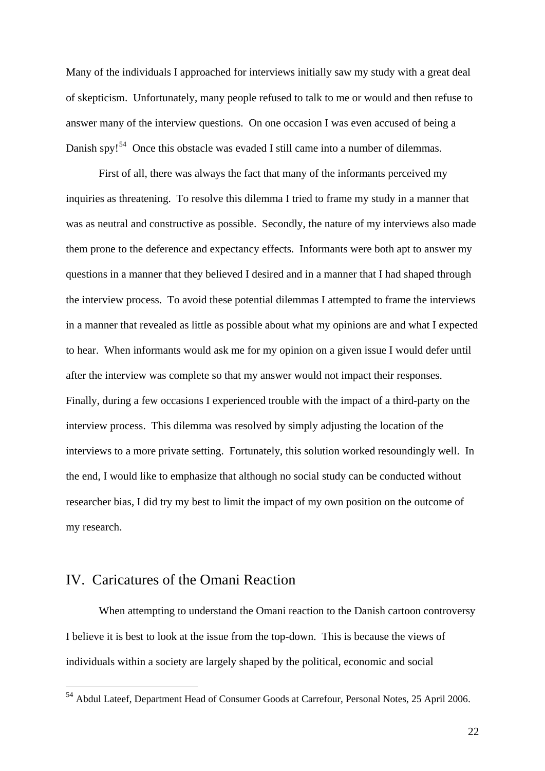Many of the individuals I approached for interviews initially saw my study with a great deal of skepticism. Unfortunately, many people refused to talk to me or would and then refuse to answer many of the interview questions. On one occasion I was even accused of being a Danish spy![54] Once this obstacle was evaded I still came into a number of dilemmas.

First of all, there was always the fact that many of the informants perceived my inquiries as threatening. To resolve this dilemma I tried to frame my study in a manner that was as neutral and constructive as possible. Secondly, the nature of my interviews also made them prone to the deference and expectancy effects. Informants were both apt to answer my questions in a manner that they believed I desired and in a manner that I had shaped through the interview process. To avoid these potential dilemmas I attempted to frame the interviews in a manner that revealed as little as possible about what my opinions are and what I expected to hear. When informants would ask me for my opinion on a given issue I would defer until after the interview was complete so that my answer would not impact their responses. Finally, during a few occasions I experienced trouble with the impact of a third-party on the interview process. This dilemma was resolved by simply adjusting the location of the interviews to a more private setting. Fortunately, this solution worked resoundingly well. In the end, I would like to emphasize that although no social study can be conducted without researcher bias, I did try my best to limit the impact of my own position on the outcome of my research.

## IV. Caricatures of the Omani Reaction

When attempting to understand the Omani reaction to the Danish cartoon controversy I believe it is best to look at the issue from the top-down. This is because the views of individuals within a society are largely shaped by the political, economic and social

---

[54] Abdul Lateef, Department Head of Consumer Goods at Carrefour, Personal Notes, 25 April 2006.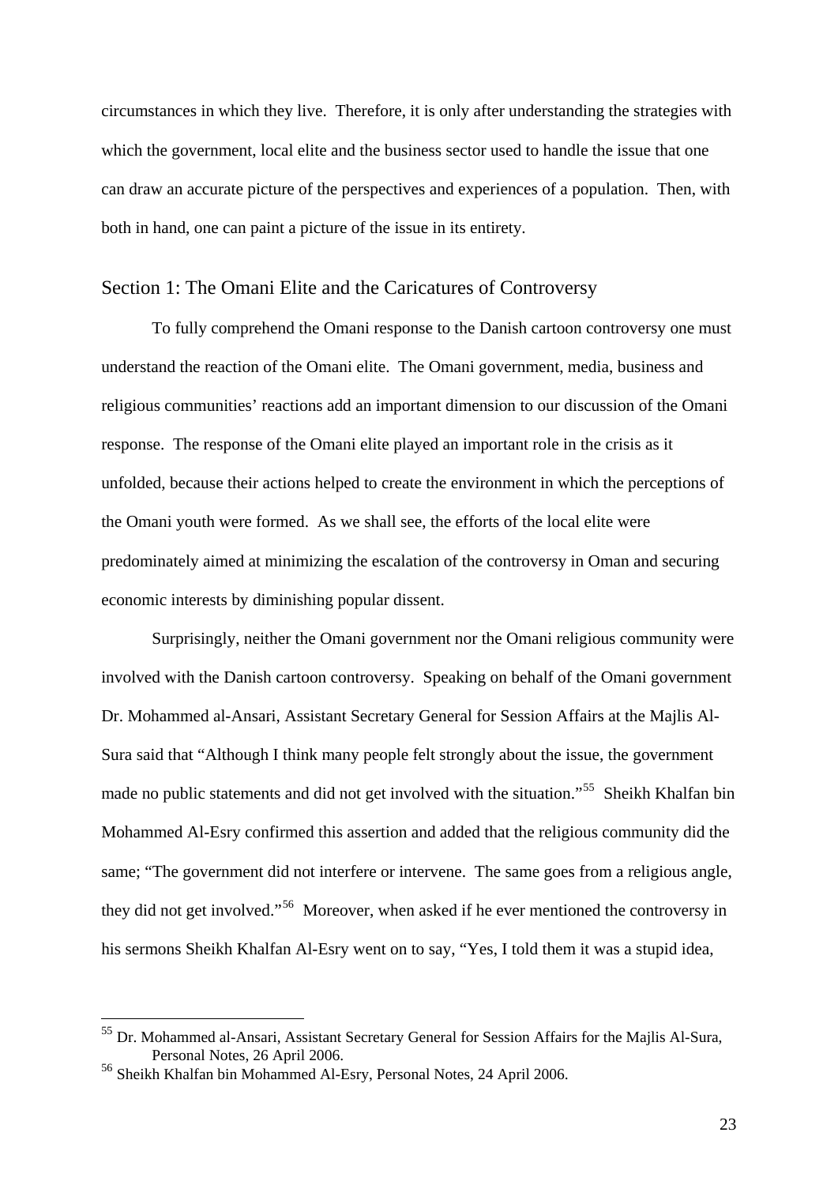circumstances in which they live. Therefore, it is only after understanding the strategies with which the government, local elite and the business sector used to handle the issue that one can draw an accurate picture of the perspectives and experiences of a population. Then, with both in hand, one can paint a picture of the issue in its entirety.

## Section 1: The Omani Elite and the Caricatures of Controversy

To fully comprehend the Omani response to the Danish cartoon controversy one must understand the reaction of the Omani elite. The Omani government, media, business and religious communities' reactions add an important dimension to our discussion of the Omani response. The response of the Omani elite played an important role in the crisis as it unfolded, because their actions helped to create the environment in which the perceptions of the Omani youth were formed. As we shall see, the efforts of the local elite were predominately aimed at minimizing the escalation of the controversy in Oman and securing economic interests by diminishing popular dissent.

Surprisingly, neither the Omani government nor the Omani religious community were involved with the Danish cartoon controversy. Speaking on behalf of the Omani government Dr. Mohammed al-Ansari, Assistant Secretary General for Session Affairs at the Majlis Al-Sura said that "Although I think many people felt strongly about the issue, the government made no public statements and did not get involved with the situation."[55] Sheikh Khalfan bin Mohammed Al-Esry confirmed this assertion and added that the religious community did the same; "The government did not interfere or intervene. The same goes from a religious angle, they did not get involved."[56] Moreover, when asked if he ever mentioned the controversy in his sermons Sheikh Khalfan Al-Esry went on to say, "Yes, I told them it was a stupid idea,

---

[55] Dr. Mohammed al-Ansari, Assistant Secretary General for Session Affairs for the Majlis Al-Sura, Personal Notes, 26 April 2006.

[56] Sheikh Khalfan bin Mohammed Al-Esry, Personal Notes, 24 April 2006.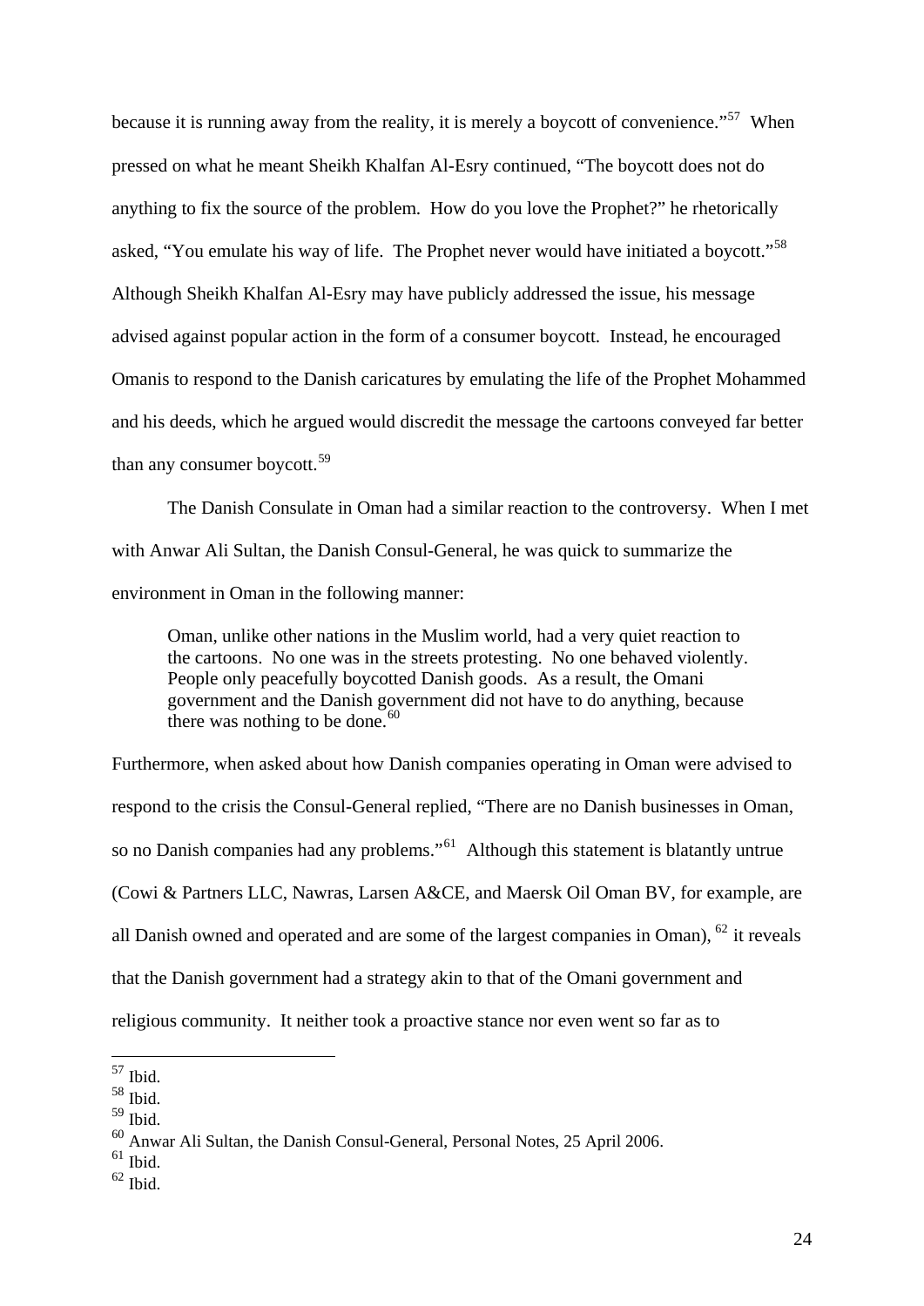because it is running away from the reality, it is merely a boycott of convenience."[57] When pressed on what he meant Sheikh Khalfan Al-Esry continued, "The boycott does not do anything to fix the source of the problem. How do you love the Prophet?" he rhetorically asked, "You emulate his way of life. The Prophet never would have initiated a boycott."[58] Although Sheikh Khalfan Al-Esry may have publicly addressed the issue, his message advised against popular action in the form of a consumer boycott. Instead, he encouraged Omanis to respond to the Danish caricatures by emulating the life of the Prophet Mohammed and his deeds, which he argued would discredit the message the cartoons conveyed far better than any consumer boycott.[59]

The Danish Consulate in Oman had a similar reaction to the controversy. When I met with Anwar Ali Sultan, the Danish Consul-General, he was quick to summarize the environment in Oman in the following manner:

> Oman, unlike other nations in the Muslim world, had a very quiet reaction to the cartoons. No one was in the streets protesting. No one behaved violently. People only peacefully boycotted Danish goods. As a result, the Omani government and the Danish government did not have to do anything, because there was nothing to be done.[60]

Furthermore, when asked about how Danish companies operating in Oman were advised to respond to the crisis the Consul-General replied, "There are no Danish businesses in Oman, so no Danish companies had any problems."[61] Although this statement is blatantly untrue (Cowi & Partners LLC, Nawras, Larsen A&CE, and Maersk Oil Oman BV, for example, are all Danish owned and operated and are some of the largest companies in Oman), [62] it reveals that the Danish government had a strategy akin to that of the Omani government and religious community. It neither took a proactive stance nor even went so far as to

---

[57] Ibid.
[58] Ibid.
[59] Ibid.
[60] Anwar Ali Sultan, the Danish Consul-General, Personal Notes, 25 April 2006.
[61] Ibid.
[62] Ibid.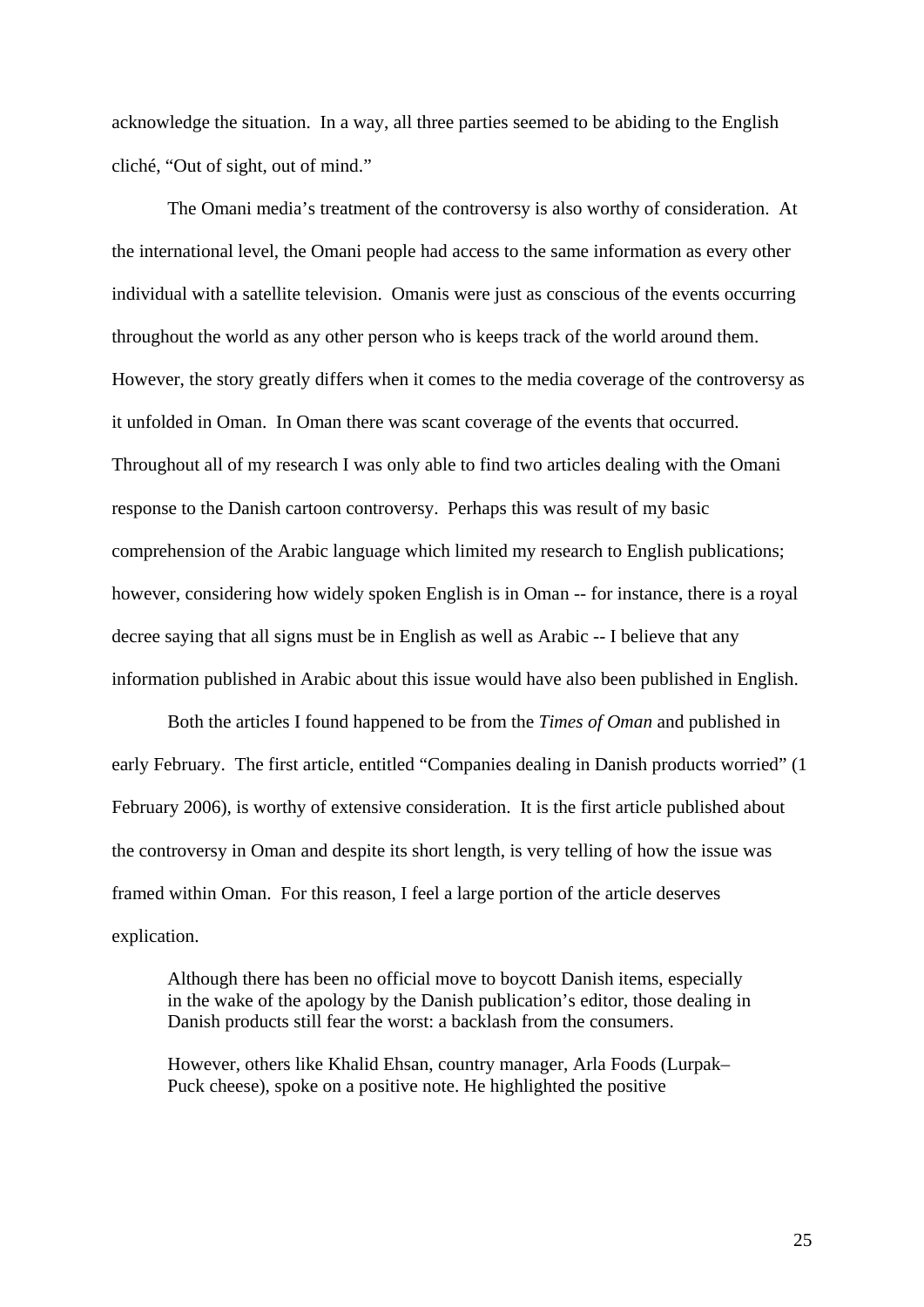acknowledge the situation. In a way, all three parties seemed to be abiding to the English cliché, "Out of sight, out of mind."

The Omani media's treatment of the controversy is also worthy of consideration. At the international level, the Omani people had access to the same information as every other individual with a satellite television. Omanis were just as conscious of the events occurring throughout the world as any other person who is keeps track of the world around them. However, the story greatly differs when it comes to the media coverage of the controversy as it unfolded in Oman. In Oman there was scant coverage of the events that occurred. Throughout all of my research I was only able to find two articles dealing with the Omani response to the Danish cartoon controversy. Perhaps this was result of my basic comprehension of the Arabic language which limited my research to English publications; however, considering how widely spoken English is in Oman -- for instance, there is a royal decree saying that all signs must be in English as well as Arabic -- I believe that any information published in Arabic about this issue would have also been published in English.

Both the articles I found happened to be from the *Times of Oman* and published in early February. The first article, entitled "Companies dealing in Danish products worried" (1 February 2006), is worthy of extensive consideration. It is the first article published about the controversy in Oman and despite its short length, is very telling of how the issue was framed within Oman. For this reason, I feel a large portion of the article deserves explication.

> Although there has been no official move to boycott Danish items, especially in the wake of the apology by the Danish publication's editor, those dealing in Danish products still fear the worst: a backlash from the consumers.
>
> However, others like Khalid Ehsan, country manager, Arla Foods (Lurpak–Puck cheese), spoke on a positive note. He highlighted the positive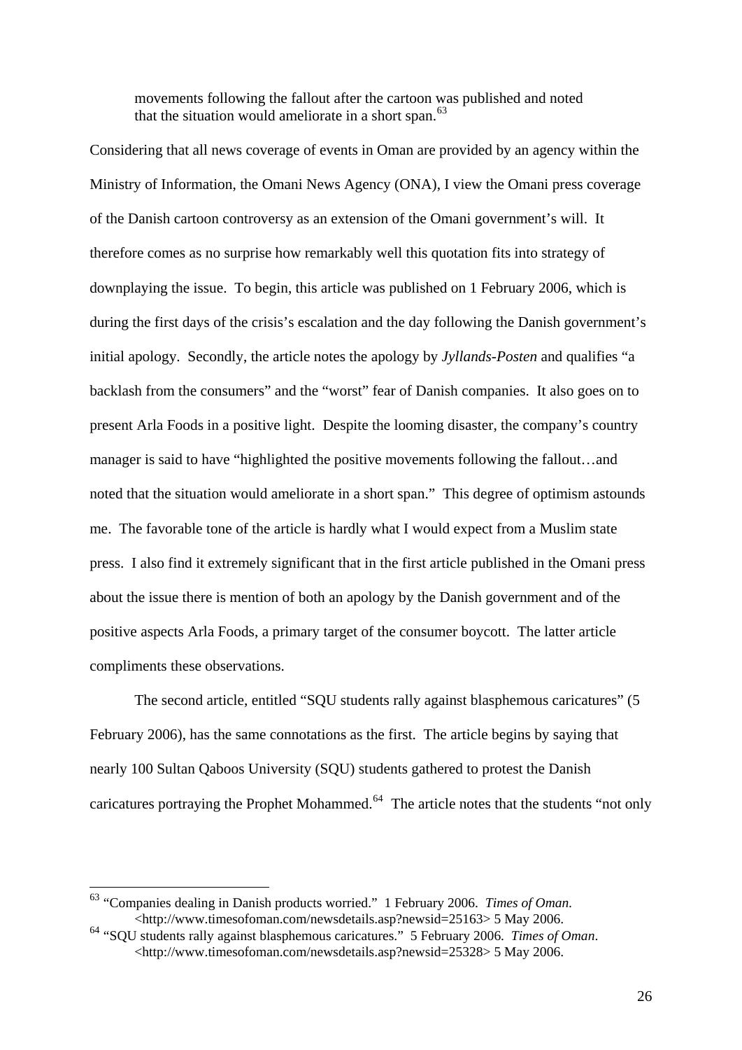> movements following the fallout after the cartoon was published and noted that the situation would ameliorate in a short span.[63]

Considering that all news coverage of events in Oman are provided by an agency within the Ministry of Information, the Omani News Agency (ONA), I view the Omani press coverage of the Danish cartoon controversy as an extension of the Omani government's will. It therefore comes as no surprise how remarkably well this quotation fits into strategy of downplaying the issue. To begin, this article was published on 1 February 2006, which is during the first days of the crisis's escalation and the day following the Danish government's initial apology. Secondly, the article notes the apology by *Jyllands-Posten* and qualifies "a backlash from the consumers" and the "worst" fear of Danish companies. It also goes on to present Arla Foods in a positive light. Despite the looming disaster, the company's country manager is said to have "highlighted the positive movements following the fallout…and noted that the situation would ameliorate in a short span." This degree of optimism astounds me. The favorable tone of the article is hardly what I would expect from a Muslim state press. I also find it extremely significant that in the first article published in the Omani press about the issue there is mention of both an apology by the Danish government and of the positive aspects Arla Foods, a primary target of the consumer boycott. The latter article compliments these observations.

The second article, entitled "SQU students rally against blasphemous caricatures" (5 February 2006), has the same connotations as the first. The article begins by saying that nearly 100 Sultan Qaboos University (SQU) students gathered to protest the Danish caricatures portraying the Prophet Mohammed.[64] The article notes that the students "not only

---

[63] "Companies dealing in Danish products worried." 1 February 2006. *Times of Oman*. <http://www.timesofoman.com/newsdetails.asp?newsid=25163> 5 May 2006.

[64] "SQU students rally against blasphemous caricatures." 5 February 2006. *Times of Oman*. <http://www.timesofoman.com/newsdetails.asp?newsid=25328> 5 May 2006.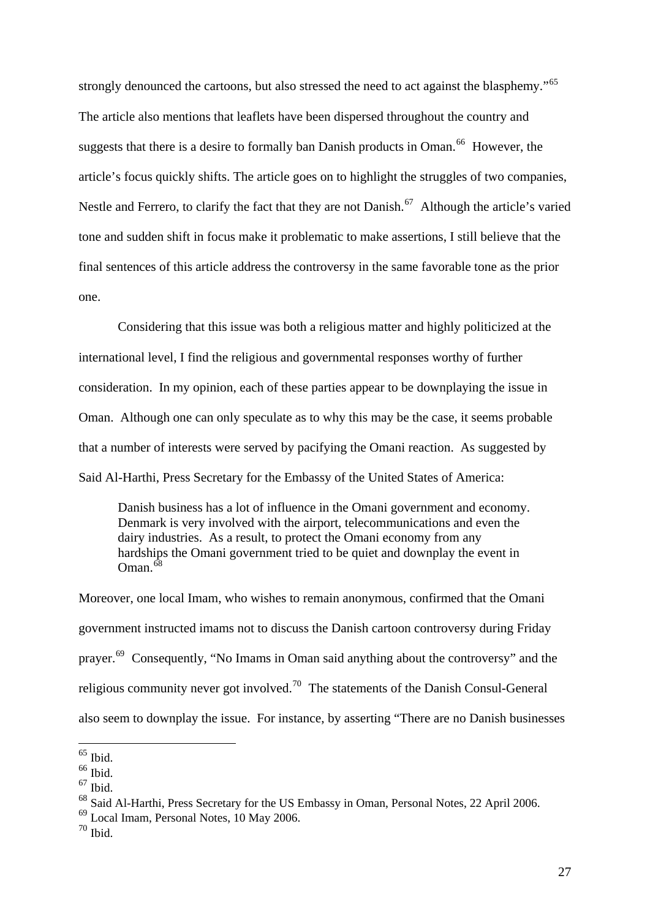strongly denounced the cartoons, but also stressed the need to act against the blasphemy."[65] The article also mentions that leaflets have been dispersed throughout the country and suggests that there is a desire to formally ban Danish products in Oman.[66] However, the article's focus quickly shifts. The article goes on to highlight the struggles of two companies, Nestle and Ferrero, to clarify the fact that they are not Danish.[67] Although the article's varied tone and sudden shift in focus make it problematic to make assertions, I still believe that the final sentences of this article address the controversy in the same favorable tone as the prior one.

Considering that this issue was both a religious matter and highly politicized at the international level, I find the religious and governmental responses worthy of further consideration. In my opinion, each of these parties appear to be downplaying the issue in Oman. Although one can only speculate as to why this may be the case, it seems probable that a number of interests were served by pacifying the Omani reaction. As suggested by Said Al-Harthi, Press Secretary for the Embassy of the United States of America:

> Danish business has a lot of influence in the Omani government and economy. Denmark is very involved with the airport, telecommunications and even the dairy industries. As a result, to protect the Omani economy from any hardships the Omani government tried to be quiet and downplay the event in Oman.[68]

Moreover, one local Imam, who wishes to remain anonymous, confirmed that the Omani government instructed imams not to discuss the Danish cartoon controversy during Friday prayer.[69] Consequently, "No Imams in Oman said anything about the controversy" and the religious community never got involved.[70] The statements of the Danish Consul-General also seem to downplay the issue. For instance, by asserting "There are no Danish businesses

---

[65] Ibid.

[66] Ibid.

[67] Ibid.

[68] Said Al-Harthi, Press Secretary for the US Embassy in Oman, Personal Notes, 22 April 2006.

[69] Local Imam, Personal Notes, 10 May 2006.

[70] Ibid.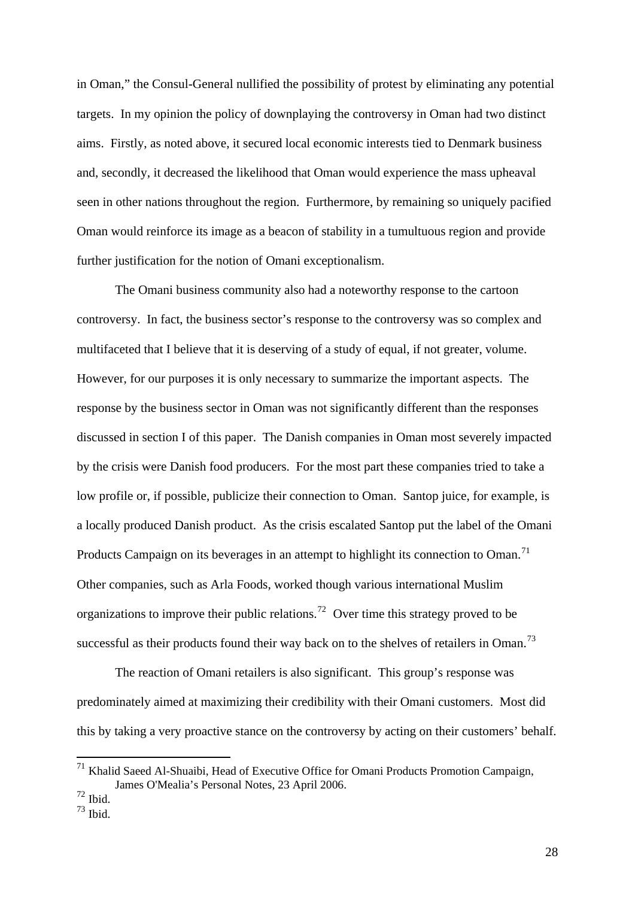in Oman," the Consul-General nullified the possibility of protest by eliminating any potential targets. In my opinion the policy of downplaying the controversy in Oman had two distinct aims. Firstly, as noted above, it secured local economic interests tied to Denmark business and, secondly, it decreased the likelihood that Oman would experience the mass upheaval seen in other nations throughout the region. Furthermore, by remaining so uniquely pacified Oman would reinforce its image as a beacon of stability in a tumultuous region and provide further justification for the notion of Omani exceptionalism.

The Omani business community also had a noteworthy response to the cartoon controversy. In fact, the business sector's response to the controversy was so complex and multifaceted that I believe that it is deserving of a study of equal, if not greater, volume. However, for our purposes it is only necessary to summarize the important aspects. The response by the business sector in Oman was not significantly different than the responses discussed in section I of this paper. The Danish companies in Oman most severely impacted by the crisis were Danish food producers. For the most part these companies tried to take a low profile or, if possible, publicize their connection to Oman. Santop juice, for example, is a locally produced Danish product. As the crisis escalated Santop put the label of the Omani Products Campaign on its beverages in an attempt to highlight its connection to Oman.[71] Other companies, such as Arla Foods, worked though various international Muslim organizations to improve their public relations.[72] Over time this strategy proved to be successful as their products found their way back on to the shelves of retailers in Oman.[73]

The reaction of Omani retailers is also significant. This group's response was predominately aimed at maximizing their credibility with their Omani customers. Most did this by taking a very proactive stance on the controversy by acting on their customers' behalf.

---

[71] Khalid Saeed Al-Shuaibi, Head of Executive Office for Omani Products Promotion Campaign, James O'Mealia's Personal Notes, 23 April 2006.

[72] Ibid.

[73] Ibid.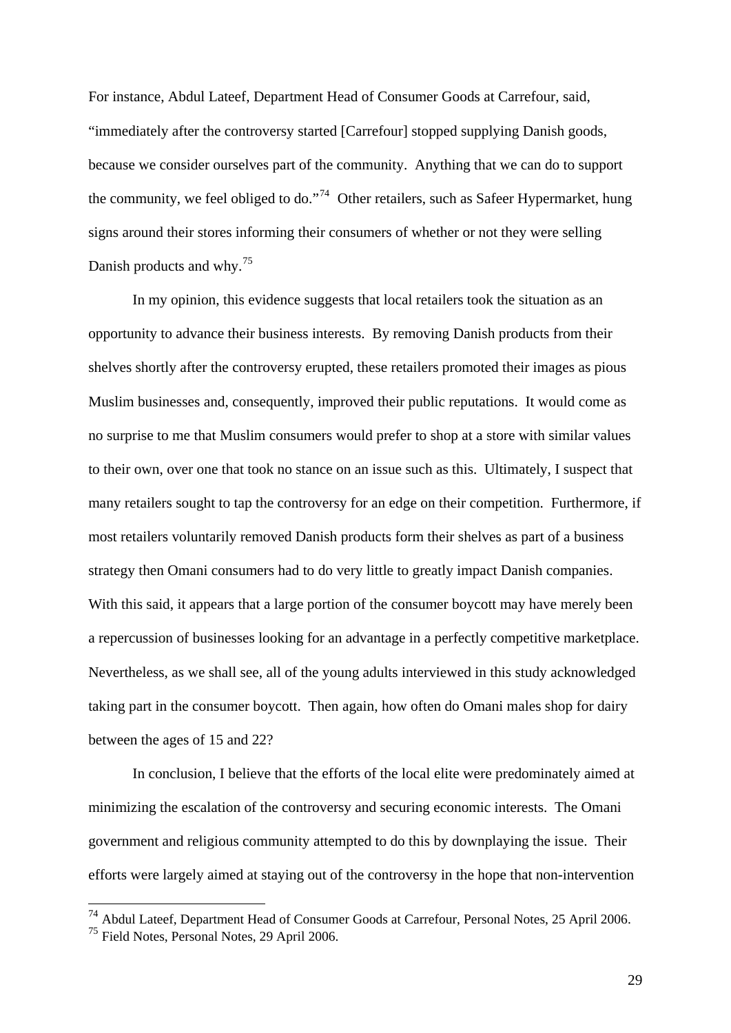For instance, Abdul Lateef, Department Head of Consumer Goods at Carrefour, said, "immediately after the controversy started [Carrefour] stopped supplying Danish goods, because we consider ourselves part of the community. Anything that we can do to support the community, we feel obliged to do."[74] Other retailers, such as Safeer Hypermarket, hung signs around their stores informing their consumers of whether or not they were selling Danish products and why.[75]

In my opinion, this evidence suggests that local retailers took the situation as an opportunity to advance their business interests. By removing Danish products from their shelves shortly after the controversy erupted, these retailers promoted their images as pious Muslim businesses and, consequently, improved their public reputations. It would come as no surprise to me that Muslim consumers would prefer to shop at a store with similar values to their own, over one that took no stance on an issue such as this. Ultimately, I suspect that many retailers sought to tap the controversy for an edge on their competition. Furthermore, if most retailers voluntarily removed Danish products form their shelves as part of a business strategy then Omani consumers had to do very little to greatly impact Danish companies. With this said, it appears that a large portion of the consumer boycott may have merely been a repercussion of businesses looking for an advantage in a perfectly competitive marketplace. Nevertheless, as we shall see, all of the young adults interviewed in this study acknowledged taking part in the consumer boycott. Then again, how often do Omani males shop for dairy between the ages of 15 and 22?

In conclusion, I believe that the efforts of the local elite were predominately aimed at minimizing the escalation of the controversy and securing economic interests. The Omani government and religious community attempted to do this by downplaying the issue. Their efforts were largely aimed at staying out of the controversy in the hope that non-intervention

---

[74] Abdul Lateef, Department Head of Consumer Goods at Carrefour, Personal Notes, 25 April 2006.

[75] Field Notes, Personal Notes, 29 April 2006.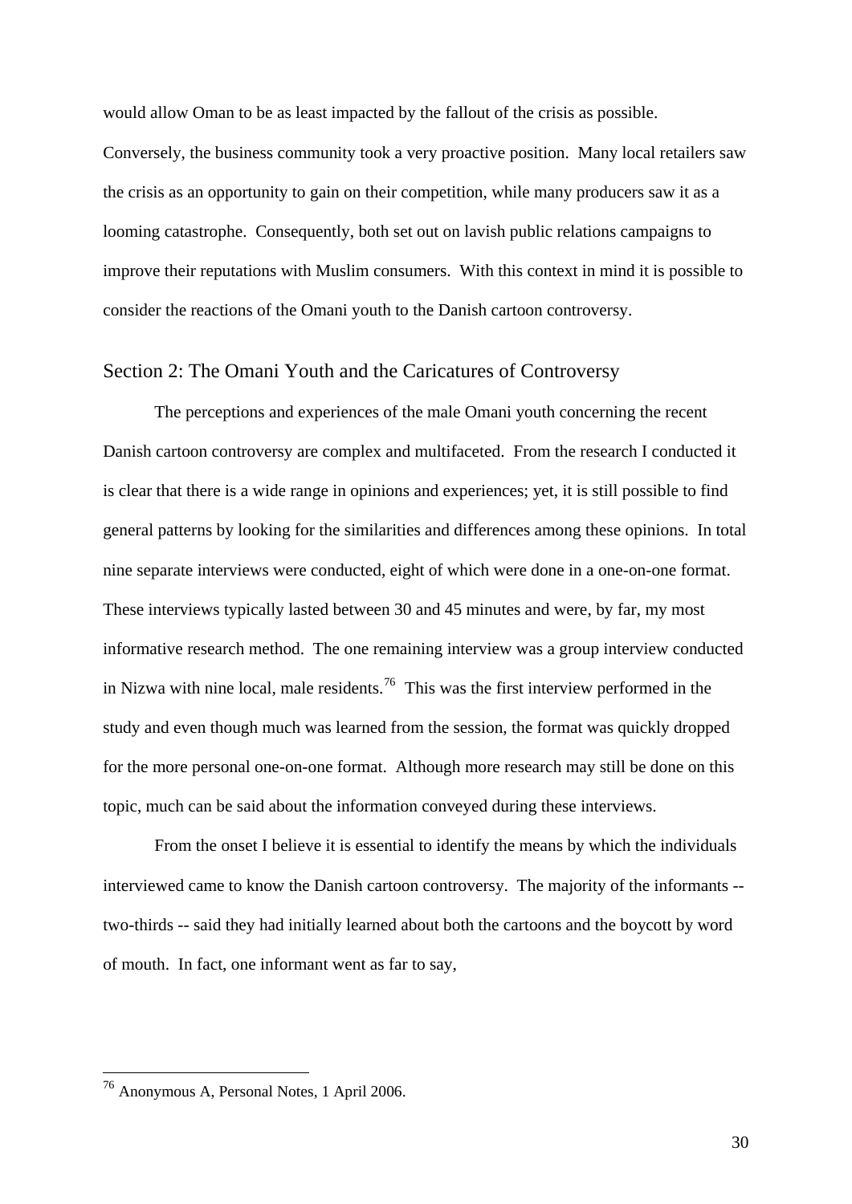would allow Oman to be as least impacted by the fallout of the crisis as possible. Conversely, the business community took a very proactive position. Many local retailers saw the crisis as an opportunity to gain on their competition, while many producers saw it as a looming catastrophe. Consequently, both set out on lavish public relations campaigns to improve their reputations with Muslim consumers. With this context in mind it is possible to consider the reactions of the Omani youth to the Danish cartoon controversy.

## Section 2: The Omani Youth and the Caricatures of Controversy

The perceptions and experiences of the male Omani youth concerning the recent Danish cartoon controversy are complex and multifaceted. From the research I conducted it is clear that there is a wide range in opinions and experiences; yet, it is still possible to find general patterns by looking for the similarities and differences among these opinions. In total nine separate interviews were conducted, eight of which were done in a one-on-one format. These interviews typically lasted between 30 and 45 minutes and were, by far, my most informative research method. The one remaining interview was a group interview conducted in Nizwa with nine local, male residents.[76] This was the first interview performed in the study and even though much was learned from the session, the format was quickly dropped for the more personal one-on-one format. Although more research may still be done on this topic, much can be said about the information conveyed during these interviews.

From the onset I believe it is essential to identify the means by which the individuals interviewed came to know the Danish cartoon controversy. The majority of the informants -- two-thirds -- said they had initially learned about both the cartoons and the boycott by word of mouth. In fact, one informant went as far to say,

---

[76] Anonymous A, Personal Notes, 1 April 2006.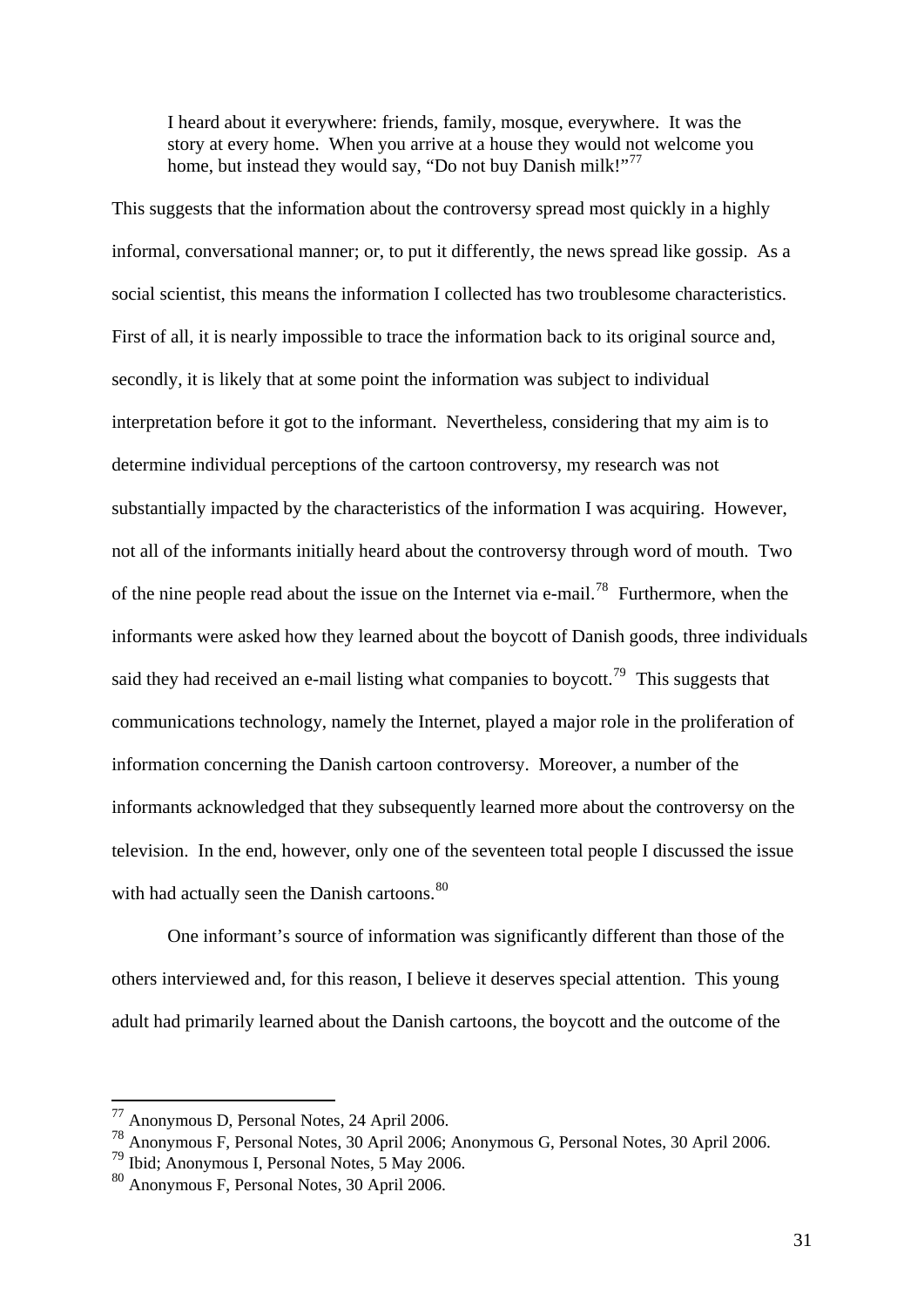> I heard about it everywhere: friends, family, mosque, everywhere. It was the story at every home. When you arrive at a house they would not welcome you home, but instead they would say, "Do not buy Danish milk!"[77]

This suggests that the information about the controversy spread most quickly in a highly informal, conversational manner; or, to put it differently, the news spread like gossip. As a social scientist, this means the information I collected has two troublesome characteristics. First of all, it is nearly impossible to trace the information back to its original source and, secondly, it is likely that at some point the information was subject to individual interpretation before it got to the informant. Nevertheless, considering that my aim is to determine individual perceptions of the cartoon controversy, my research was not substantially impacted by the characteristics of the information I was acquiring. However, not all of the informants initially heard about the controversy through word of mouth. Two of the nine people read about the issue on the Internet via e-mail.[78] Furthermore, when the informants were asked how they learned about the boycott of Danish goods, three individuals said they had received an e-mail listing what companies to boycott.[79] This suggests that communications technology, namely the Internet, played a major role in the proliferation of information concerning the Danish cartoon controversy. Moreover, a number of the informants acknowledged that they subsequently learned more about the controversy on the television. In the end, however, only one of the seventeen total people I discussed the issue with had actually seen the Danish cartoons.[80]

One informant's source of information was significantly different than those of the others interviewed and, for this reason, I believe it deserves special attention. This young adult had primarily learned about the Danish cartoons, the boycott and the outcome of the

---

[77] Anonymous D, Personal Notes, 24 April 2006.

[78] Anonymous F, Personal Notes, 30 April 2006; Anonymous G, Personal Notes, 30 April 2006.

[79] Ibid; Anonymous I, Personal Notes, 5 May 2006.

[80] Anonymous F, Personal Notes, 30 April 2006.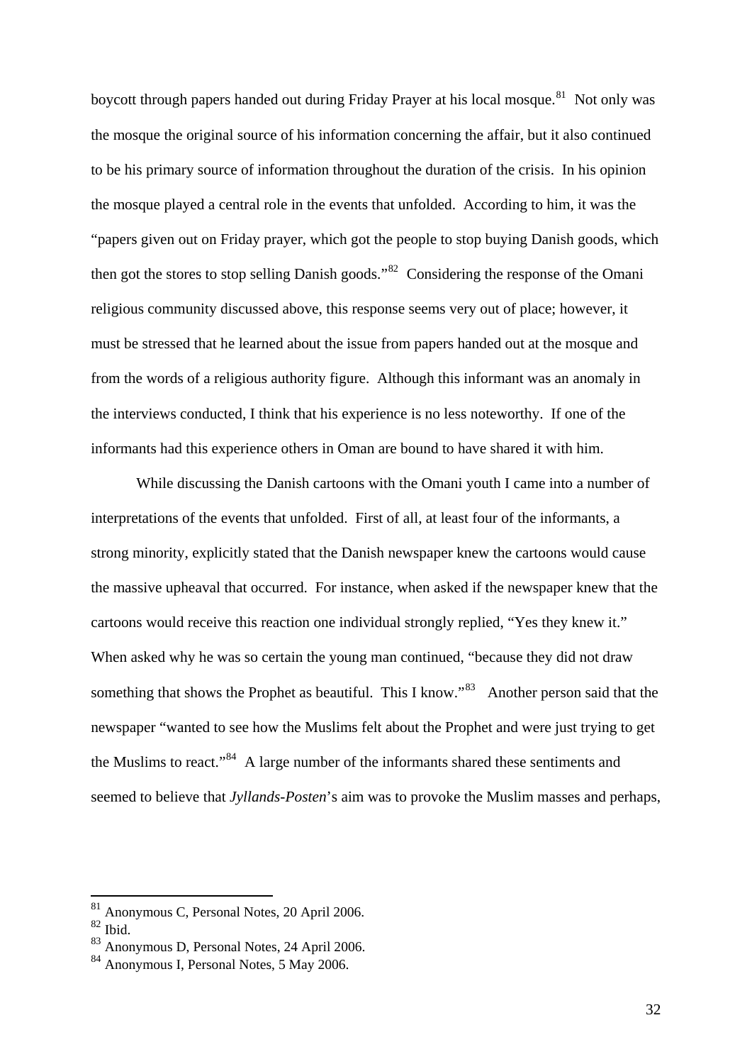boycott through papers handed out during Friday Prayer at his local mosque.[81] Not only was the mosque the original source of his information concerning the affair, but it also continued to be his primary source of information throughout the duration of the crisis. In his opinion the mosque played a central role in the events that unfolded. According to him, it was the "papers given out on Friday prayer, which got the people to stop buying Danish goods, which then got the stores to stop selling Danish goods."[82] Considering the response of the Omani religious community discussed above, this response seems very out of place; however, it must be stressed that he learned about the issue from papers handed out at the mosque and from the words of a religious authority figure. Although this informant was an anomaly in the interviews conducted, I think that his experience is no less noteworthy. If one of the informants had this experience others in Oman are bound to have shared it with him.

While discussing the Danish cartoons with the Omani youth I came into a number of interpretations of the events that unfolded. First of all, at least four of the informants, a strong minority, explicitly stated that the Danish newspaper knew the cartoons would cause the massive upheaval that occurred. For instance, when asked if the newspaper knew that the cartoons would receive this reaction one individual strongly replied, "Yes they knew it." When asked why he was so certain the young man continued, "because they did not draw something that shows the Prophet as beautiful. This I know."[83] Another person said that the newspaper "wanted to see how the Muslims felt about the Prophet and were just trying to get the Muslims to react."[84] A large number of the informants shared these sentiments and seemed to believe that *Jyllands-Posten*'s aim was to provoke the Muslim masses and perhaps,

---

[81] Anonymous C, Personal Notes, 20 April 2006.

[82] Ibid.

[83] Anonymous D, Personal Notes, 24 April 2006.

[84] Anonymous I, Personal Notes, 5 May 2006.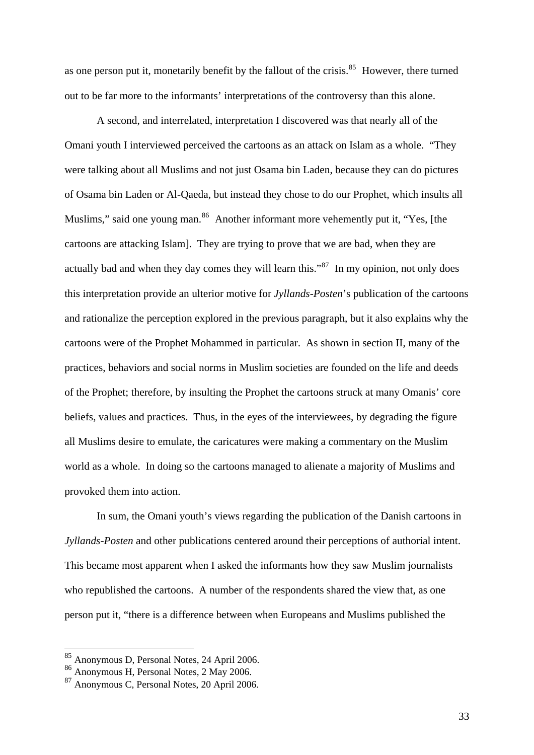as one person put it, monetarily benefit by the fallout of the crisis.[85] However, there turned out to be far more to the informants' interpretations of the controversy than this alone.

A second, and interrelated, interpretation I discovered was that nearly all of the Omani youth I interviewed perceived the cartoons as an attack on Islam as a whole. "They were talking about all Muslims and not just Osama bin Laden, because they can do pictures of Osama bin Laden or Al-Qaeda, but instead they chose to do our Prophet, which insults all Muslims," said one young man.[86] Another informant more vehemently put it, "Yes, [the cartoons are attacking Islam]. They are trying to prove that we are bad, when they are actually bad and when they day comes they will learn this."[87] In my opinion, not only does this interpretation provide an ulterior motive for *Jyllands-Posten*'s publication of the cartoons and rationalize the perception explored in the previous paragraph, but it also explains why the cartoons were of the Prophet Mohammed in particular. As shown in section II, many of the practices, behaviors and social norms in Muslim societies are founded on the life and deeds of the Prophet; therefore, by insulting the Prophet the cartoons struck at many Omanis' core beliefs, values and practices. Thus, in the eyes of the interviewees, by degrading the figure all Muslims desire to emulate, the caricatures were making a commentary on the Muslim world as a whole. In doing so the cartoons managed to alienate a majority of Muslims and provoked them into action.

In sum, the Omani youth's views regarding the publication of the Danish cartoons in *Jyllands-Posten* and other publications centered around their perceptions of authorial intent. This became most apparent when I asked the informants how they saw Muslim journalists who republished the cartoons. A number of the respondents shared the view that, as one person put it, "there is a difference between when Europeans and Muslims published the

---

[85] Anonymous D, Personal Notes, 24 April 2006.
[86] Anonymous H, Personal Notes, 2 May 2006.
[87] Anonymous C, Personal Notes, 20 April 2006.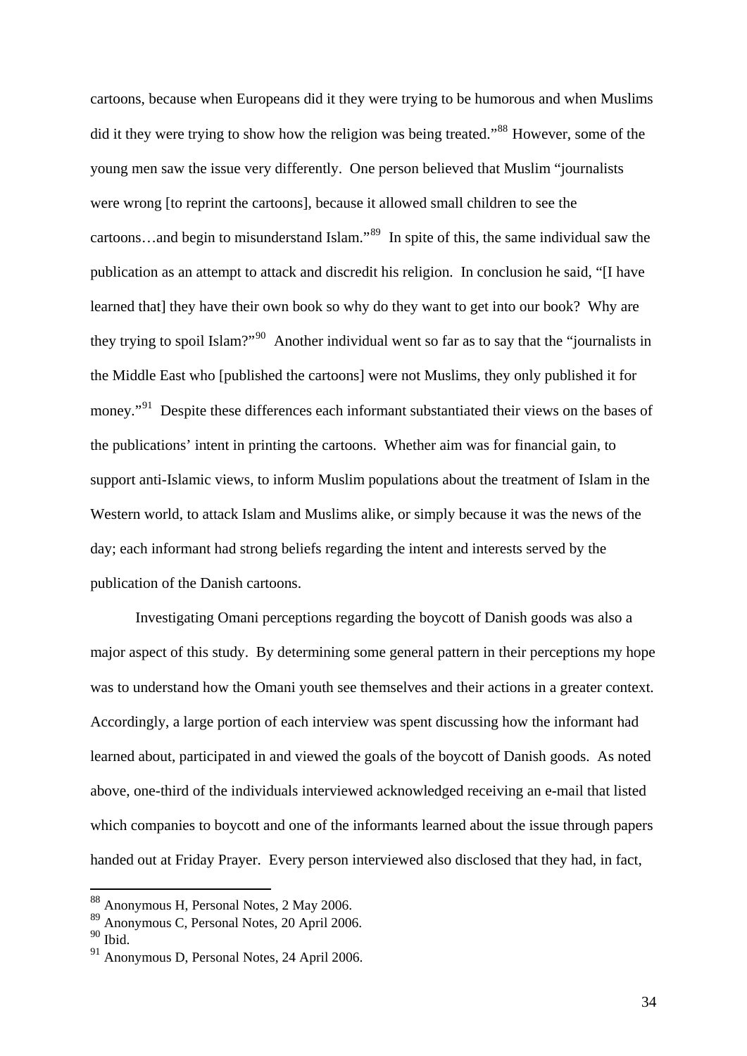cartoons, because when Europeans did it they were trying to be humorous and when Muslims did it they were trying to show how the religion was being treated."[88] However, some of the young men saw the issue very differently. One person believed that Muslim "journalists were wrong [to reprint the cartoons], because it allowed small children to see the cartoons…and begin to misunderstand Islam."[89] In spite of this, the same individual saw the publication as an attempt to attack and discredit his religion. In conclusion he said, "[I have learned that] they have their own book so why do they want to get into our book? Why are they trying to spoil Islam?"[90] Another individual went so far as to say that the "journalists in the Middle East who [published the cartoons] were not Muslims, they only published it for money."[91] Despite these differences each informant substantiated their views on the bases of the publications' intent in printing the cartoons. Whether aim was for financial gain, to support anti-Islamic views, to inform Muslim populations about the treatment of Islam in the Western world, to attack Islam and Muslims alike, or simply because it was the news of the day; each informant had strong beliefs regarding the intent and interests served by the publication of the Danish cartoons.

Investigating Omani perceptions regarding the boycott of Danish goods was also a major aspect of this study. By determining some general pattern in their perceptions my hope was to understand how the Omani youth see themselves and their actions in a greater context. Accordingly, a large portion of each interview was spent discussing how the informant had learned about, participated in and viewed the goals of the boycott of Danish goods. As noted above, one-third of the individuals interviewed acknowledged receiving an e-mail that listed which companies to boycott and one of the informants learned about the issue through papers handed out at Friday Prayer. Every person interviewed also disclosed that they had, in fact,

---

[88] Anonymous H, Personal Notes, 2 May 2006.

[89] Anonymous C, Personal Notes, 20 April 2006.

[90] Ibid.

[91] Anonymous D, Personal Notes, 24 April 2006.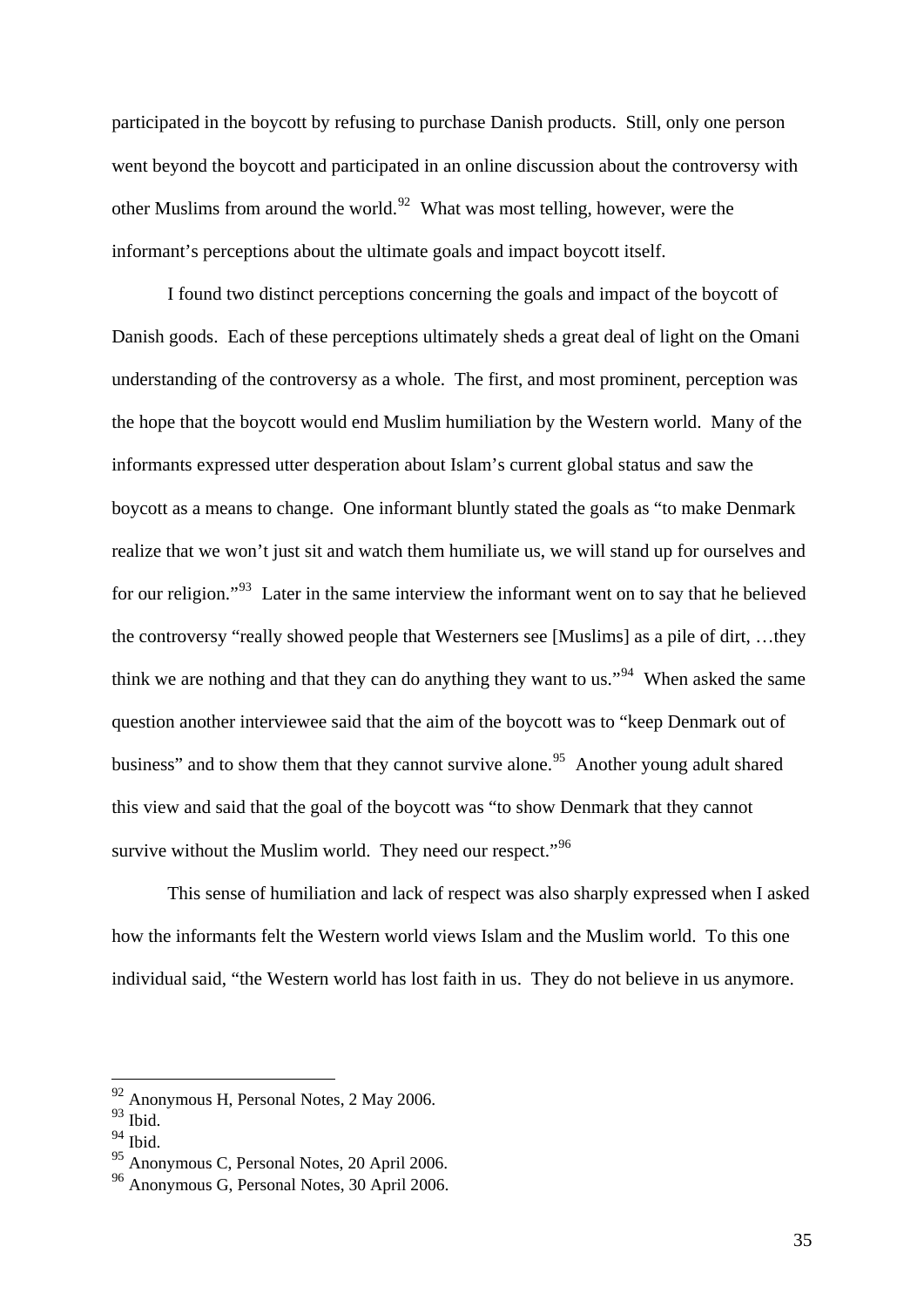participated in the boycott by refusing to purchase Danish products. Still, only one person went beyond the boycott and participated in an online discussion about the controversy with other Muslims from around the world.[92] What was most telling, however, were the informant's perceptions about the ultimate goals and impact boycott itself.

I found two distinct perceptions concerning the goals and impact of the boycott of Danish goods. Each of these perceptions ultimately sheds a great deal of light on the Omani understanding of the controversy as a whole. The first, and most prominent, perception was the hope that the boycott would end Muslim humiliation by the Western world. Many of the informants expressed utter desperation about Islam's current global status and saw the boycott as a means to change. One informant bluntly stated the goals as "to make Denmark realize that we won't just sit and watch them humiliate us, we will stand up for ourselves and for our religion."[93] Later in the same interview the informant went on to say that he believed the controversy "really showed people that Westerners see [Muslims] as a pile of dirt, …they think we are nothing and that they can do anything they want to us."[94] When asked the same question another interviewee said that the aim of the boycott was to "keep Denmark out of business" and to show them that they cannot survive alone.[95] Another young adult shared this view and said that the goal of the boycott was "to show Denmark that they cannot survive without the Muslim world. They need our respect."[96]

This sense of humiliation and lack of respect was also sharply expressed when I asked how the informants felt the Western world views Islam and the Muslim world. To this one individual said, "the Western world has lost faith in us. They do not believe in us anymore.

---

[92] Anonymous H, Personal Notes, 2 May 2006.
[93] Ibid.
[94] Ibid.
[95] Anonymous C, Personal Notes, 20 April 2006.
[96] Anonymous G, Personal Notes, 30 April 2006.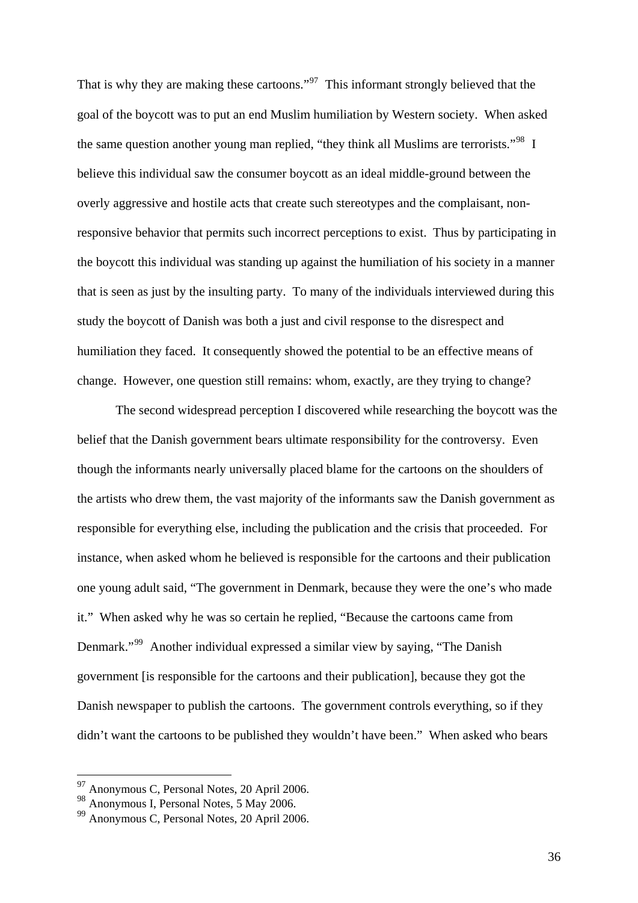That is why they are making these cartoons."[97] This informant strongly believed that the goal of the boycott was to put an end Muslim humiliation by Western society. When asked the same question another young man replied, "they think all Muslims are terrorists."[98] I believe this individual saw the consumer boycott as an ideal middle-ground between the overly aggressive and hostile acts that create such stereotypes and the complaisant, non-responsive behavior that permits such incorrect perceptions to exist. Thus by participating in the boycott this individual was standing up against the humiliation of his society in a manner that is seen as just by the insulting party. To many of the individuals interviewed during this study the boycott of Danish was both a just and civil response to the disrespect and humiliation they faced. It consequently showed the potential to be an effective means of change. However, one question still remains: whom, exactly, are they trying to change?

The second widespread perception I discovered while researching the boycott was the belief that the Danish government bears ultimate responsibility for the controversy. Even though the informants nearly universally placed blame for the cartoons on the shoulders of the artists who drew them, the vast majority of the informants saw the Danish government as responsible for everything else, including the publication and the crisis that proceeded. For instance, when asked whom he believed is responsible for the cartoons and their publication one young adult said, "The government in Denmark, because they were the one's who made it." When asked why he was so certain he replied, "Because the cartoons came from Denmark."[99] Another individual expressed a similar view by saying, "The Danish government [is responsible for the cartoons and their publication], because they got the Danish newspaper to publish the cartoons. The government controls everything, so if they didn't want the cartoons to be published they wouldn't have been." When asked who bears

---

[97] Anonymous C, Personal Notes, 20 April 2006.
[98] Anonymous I, Personal Notes, 5 May 2006.
[99] Anonymous C, Personal Notes, 20 April 2006.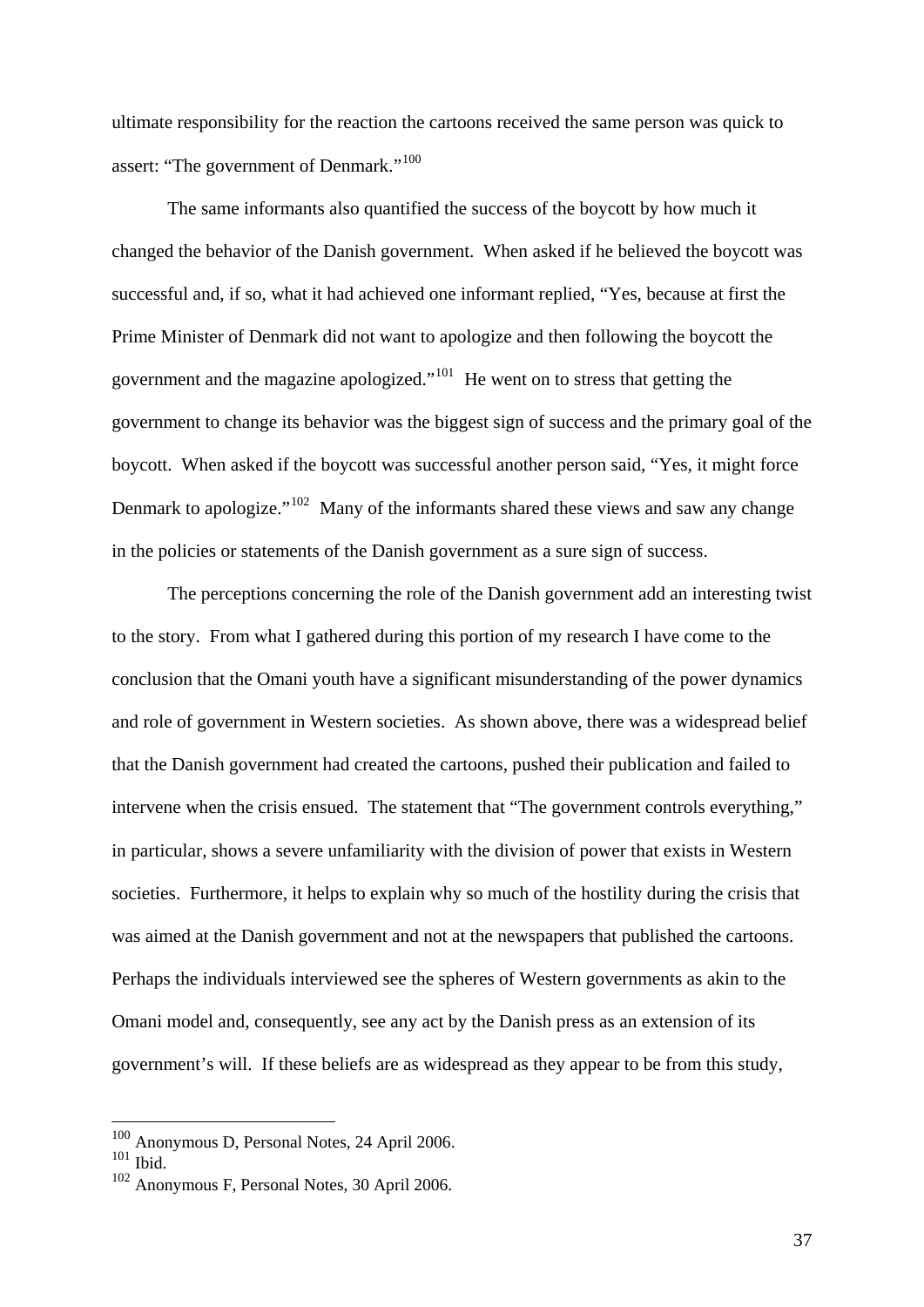ultimate responsibility for the reaction the cartoons received the same person was quick to assert: "The government of Denmark."[100]

The same informants also quantified the success of the boycott by how much it changed the behavior of the Danish government. When asked if he believed the boycott was successful and, if so, what it had achieved one informant replied, "Yes, because at first the Prime Minister of Denmark did not want to apologize and then following the boycott the government and the magazine apologized."[101] He went on to stress that getting the government to change its behavior was the biggest sign of success and the primary goal of the boycott. When asked if the boycott was successful another person said, "Yes, it might force Denmark to apologize."[102] Many of the informants shared these views and saw any change in the policies or statements of the Danish government as a sure sign of success.

The perceptions concerning the role of the Danish government add an interesting twist to the story. From what I gathered during this portion of my research I have come to the conclusion that the Omani youth have a significant misunderstanding of the power dynamics and role of government in Western societies. As shown above, there was a widespread belief that the Danish government had created the cartoons, pushed their publication and failed to intervene when the crisis ensued. The statement that "The government controls everything," in particular, shows a severe unfamiliarity with the division of power that exists in Western societies. Furthermore, it helps to explain why so much of the hostility during the crisis that was aimed at the Danish government and not at the newspapers that published the cartoons. Perhaps the individuals interviewed see the spheres of Western governments as akin to the Omani model and, consequently, see any act by the Danish press as an extension of its government's will. If these beliefs are as widespread as they appear to be from this study,

---

[100] Anonymous D, Personal Notes, 24 April 2006.
[101] Ibid.
[102] Anonymous F, Personal Notes, 30 April 2006.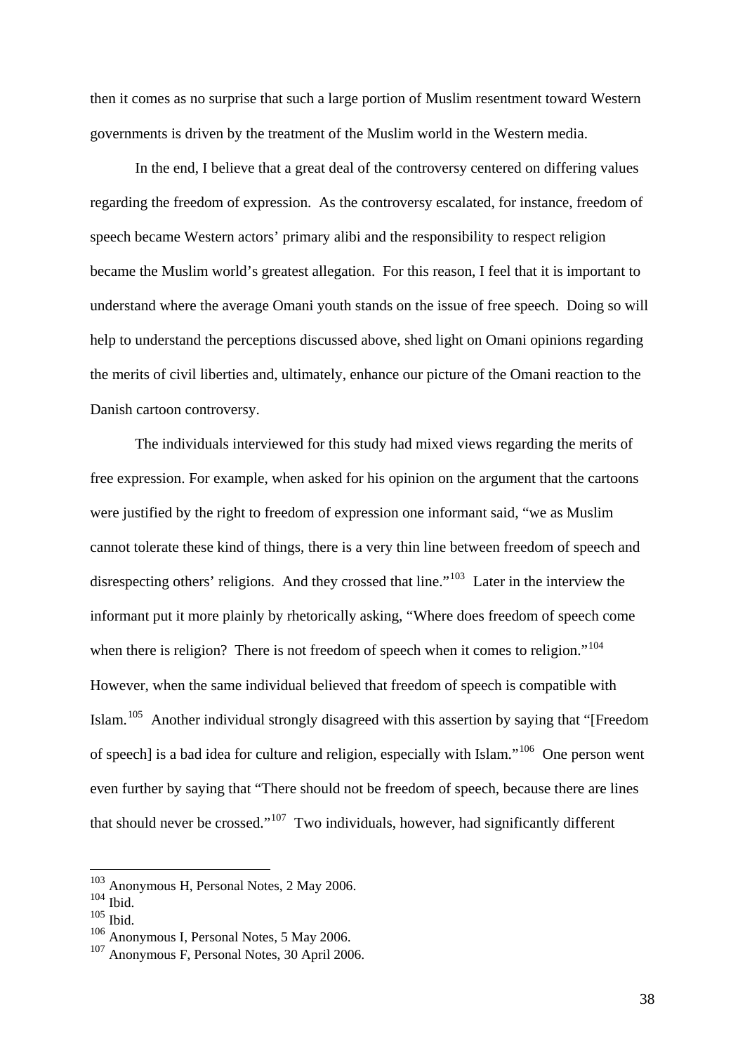then it comes as no surprise that such a large portion of Muslim resentment toward Western governments is driven by the treatment of the Muslim world in the Western media.

In the end, I believe that a great deal of the controversy centered on differing values regarding the freedom of expression. As the controversy escalated, for instance, freedom of speech became Western actors' primary alibi and the responsibility to respect religion became the Muslim world's greatest allegation. For this reason, I feel that it is important to understand where the average Omani youth stands on the issue of free speech. Doing so will help to understand the perceptions discussed above, shed light on Omani opinions regarding the merits of civil liberties and, ultimately, enhance our picture of the Omani reaction to the Danish cartoon controversy.

The individuals interviewed for this study had mixed views regarding the merits of free expression. For example, when asked for his opinion on the argument that the cartoons were justified by the right to freedom of expression one informant said, "we as Muslim cannot tolerate these kind of things, there is a very thin line between freedom of speech and disrespecting others' religions. And they crossed that line."[103] Later in the interview the informant put it more plainly by rhetorically asking, "Where does freedom of speech come when there is religion? There is not freedom of speech when it comes to religion."[104] However, when the same individual believed that freedom of speech is compatible with Islam.[105] Another individual strongly disagreed with this assertion by saying that "[Freedom of speech] is a bad idea for culture and religion, especially with Islam."[106] One person went even further by saying that "There should not be freedom of speech, because there are lines that should never be crossed."[107] Two individuals, however, had significantly different

---

[103] Anonymous H, Personal Notes, 2 May 2006.
[104] Ibid.
[105] Ibid.
[106] Anonymous I, Personal Notes, 5 May 2006.
[107] Anonymous F, Personal Notes, 30 April 2006.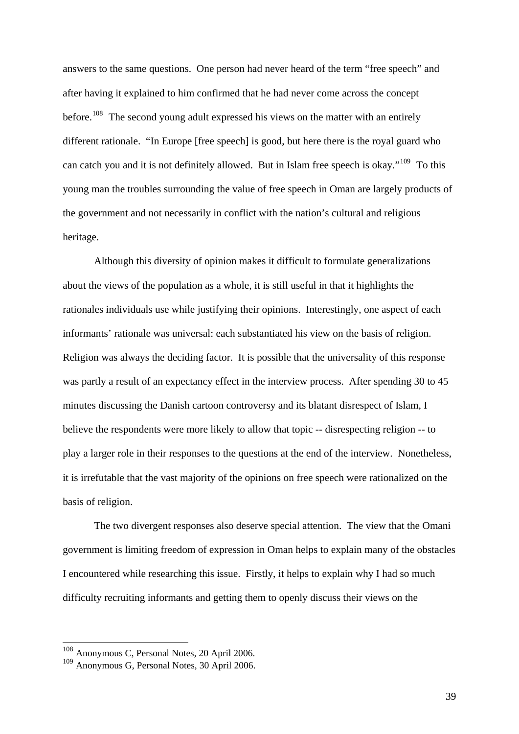answers to the same questions. One person had never heard of the term "free speech" and after having it explained to him confirmed that he had never come across the concept before.[108] The second young adult expressed his views on the matter with an entirely different rationale. "In Europe [free speech] is good, but here there is the royal guard who can catch you and it is not definitely allowed. But in Islam free speech is okay."[109] To this young man the troubles surrounding the value of free speech in Oman are largely products of the government and not necessarily in conflict with the nation's cultural and religious heritage.

Although this diversity of opinion makes it difficult to formulate generalizations about the views of the population as a whole, it is still useful in that it highlights the rationales individuals use while justifying their opinions. Interestingly, one aspect of each informants' rationale was universal: each substantiated his view on the basis of religion. Religion was always the deciding factor. It is possible that the universality of this response was partly a result of an expectancy effect in the interview process. After spending 30 to 45 minutes discussing the Danish cartoon controversy and its blatant disrespect of Islam, I believe the respondents were more likely to allow that topic -- disrespecting religion -- to play a larger role in their responses to the questions at the end of the interview. Nonetheless, it is irrefutable that the vast majority of the opinions on free speech were rationalized on the basis of religion.

The two divergent responses also deserve special attention. The view that the Omani government is limiting freedom of expression in Oman helps to explain many of the obstacles I encountered while researching this issue. Firstly, it helps to explain why I had so much difficulty recruiting informants and getting them to openly discuss their views on the

---

[108] Anonymous C, Personal Notes, 20 April 2006.

[109] Anonymous G, Personal Notes, 30 April 2006.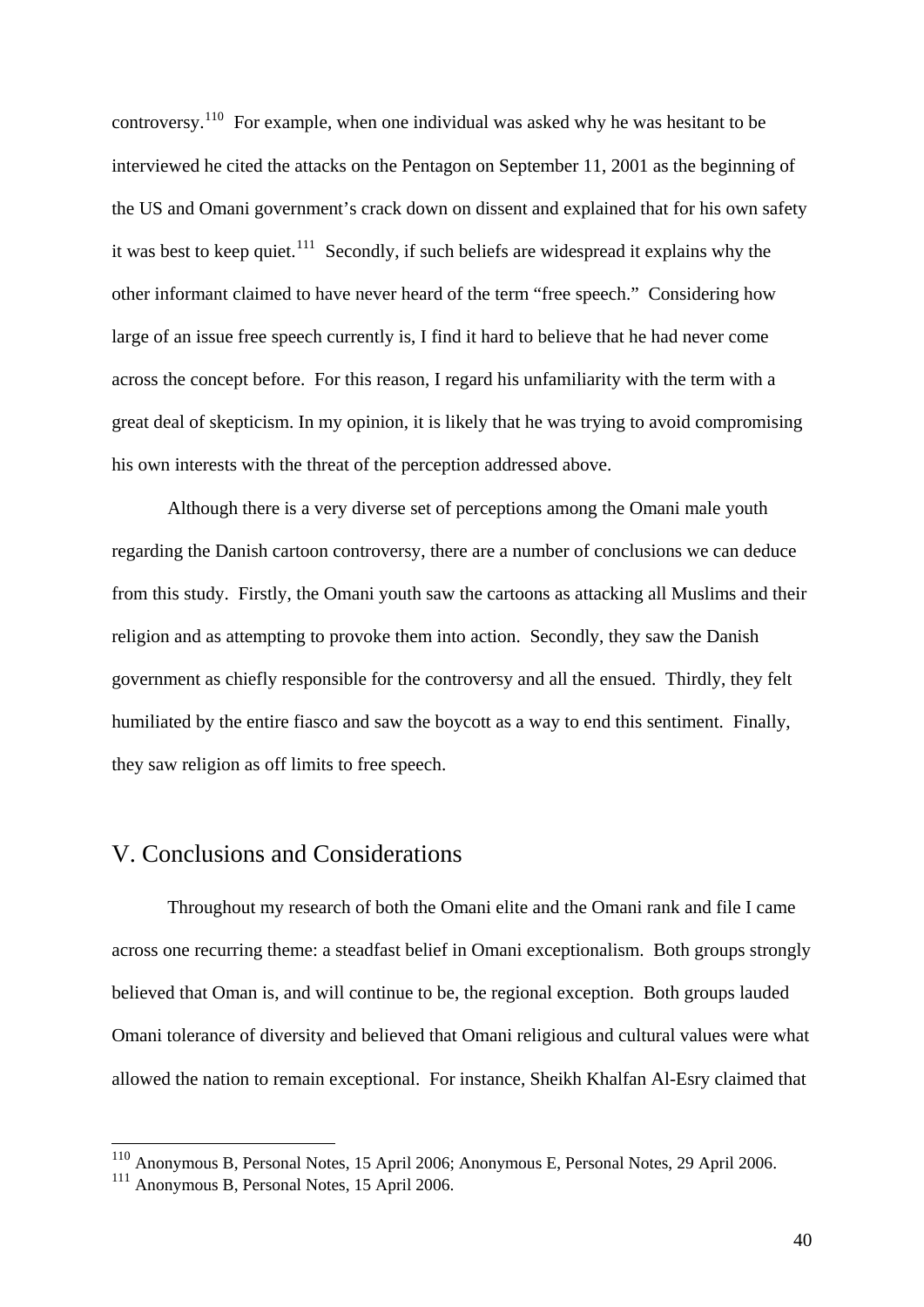controversy.[110] For example, when one individual was asked why he was hesitant to be interviewed he cited the attacks on the Pentagon on September 11, 2001 as the beginning of the US and Omani government's crack down on dissent and explained that for his own safety it was best to keep quiet.[111] Secondly, if such beliefs are widespread it explains why the other informant claimed to have never heard of the term "free speech." Considering how large of an issue free speech currently is, I find it hard to believe that he had never come across the concept before. For this reason, I regard his unfamiliarity with the term with a great deal of skepticism. In my opinion, it is likely that he was trying to avoid compromising his own interests with the threat of the perception addressed above.

Although there is a very diverse set of perceptions among the Omani male youth regarding the Danish cartoon controversy, there are a number of conclusions we can deduce from this study. Firstly, the Omani youth saw the cartoons as attacking all Muslims and their religion and as attempting to provoke them into action. Secondly, they saw the Danish government as chiefly responsible for the controversy and all the ensued. Thirdly, they felt humiliated by the entire fiasco and saw the boycott as a way to end this sentiment. Finally, they saw religion as off limits to free speech.

## V. Conclusions and Considerations

Throughout my research of both the Omani elite and the Omani rank and file I came across one recurring theme: a steadfast belief in Omani exceptionalism. Both groups strongly believed that Oman is, and will continue to be, the regional exception. Both groups lauded Omani tolerance of diversity and believed that Omani religious and cultural values were what allowed the nation to remain exceptional. For instance, Sheikh Khalfan Al-Esry claimed that

---

[110] Anonymous B, Personal Notes, 15 April 2006; Anonymous E, Personal Notes, 29 April 2006.

[111] Anonymous B, Personal Notes, 15 April 2006.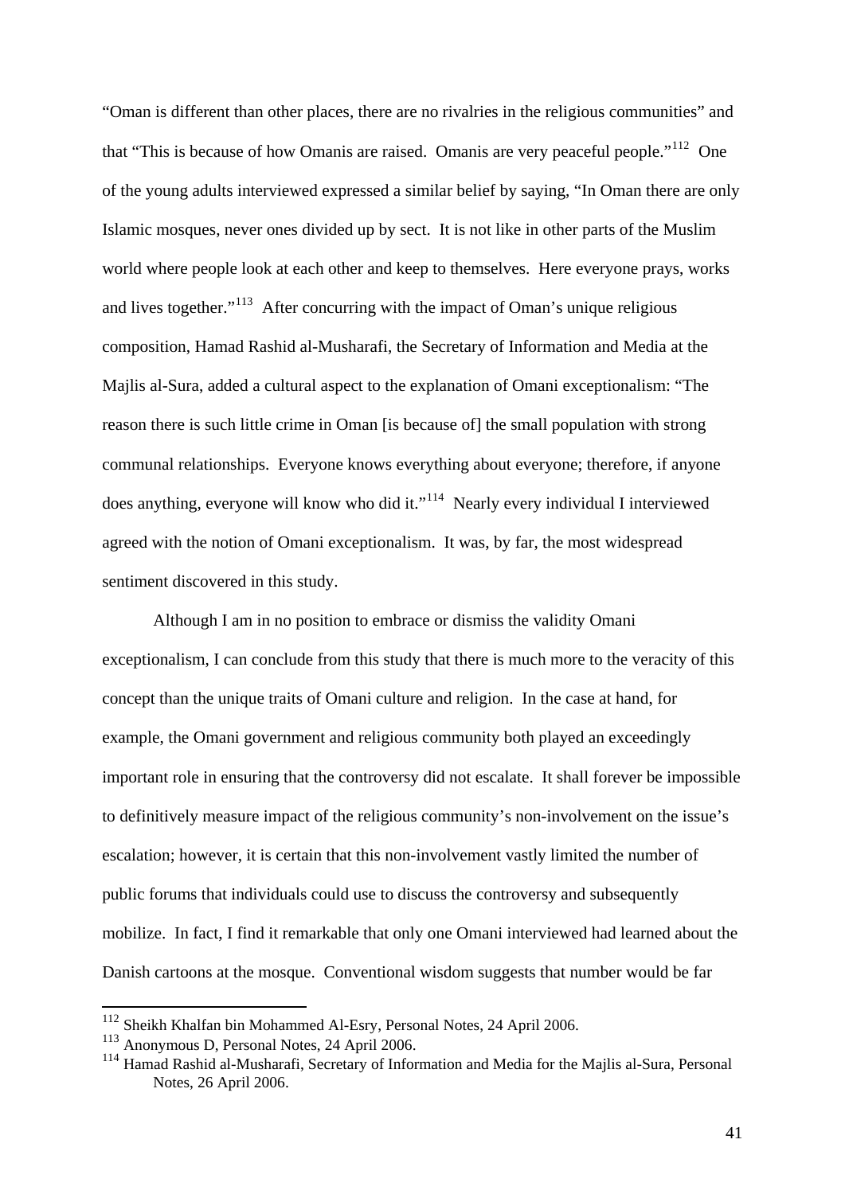"Oman is different than other places, there are no rivalries in the religious communities" and that "This is because of how Omanis are raised. Omanis are very peaceful people."[112] One of the young adults interviewed expressed a similar belief by saying, "In Oman there are only Islamic mosques, never ones divided up by sect. It is not like in other parts of the Muslim world where people look at each other and keep to themselves. Here everyone prays, works and lives together."[113] After concurring with the impact of Oman's unique religious composition, Hamad Rashid al-Musharafi, the Secretary of Information and Media at the Majlis al-Sura, added a cultural aspect to the explanation of Omani exceptionalism: "The reason there is such little crime in Oman [is because of] the small population with strong communal relationships. Everyone knows everything about everyone; therefore, if anyone does anything, everyone will know who did it."[114] Nearly every individual I interviewed agreed with the notion of Omani exceptionalism. It was, by far, the most widespread sentiment discovered in this study.

Although I am in no position to embrace or dismiss the validity Omani exceptionalism, I can conclude from this study that there is much more to the veracity of this concept than the unique traits of Omani culture and religion. In the case at hand, for example, the Omani government and religious community both played an exceedingly important role in ensuring that the controversy did not escalate. It shall forever be impossible to definitively measure impact of the religious community's non-involvement on the issue's escalation; however, it is certain that this non-involvement vastly limited the number of public forums that individuals could use to discuss the controversy and subsequently mobilize. In fact, I find it remarkable that only one Omani interviewed had learned about the Danish cartoons at the mosque. Conventional wisdom suggests that number would be far

---

[112] Sheikh Khalfan bin Mohammed Al-Esry, Personal Notes, 24 April 2006.

[113] Anonymous D, Personal Notes, 24 April 2006.

[114] Hamad Rashid al-Musharafi, Secretary of Information and Media for the Majlis al-Sura, Personal Notes, 26 April 2006.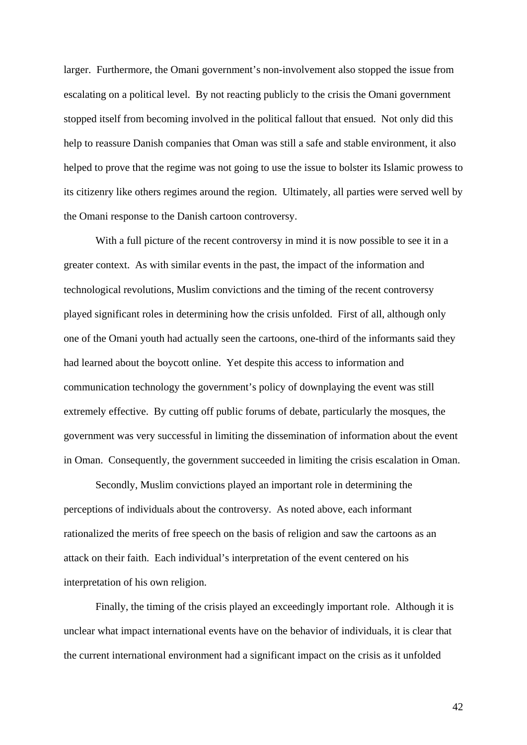larger. Furthermore, the Omani government's non-involvement also stopped the issue from escalating on a political level. By not reacting publicly to the crisis the Omani government stopped itself from becoming involved in the political fallout that ensued. Not only did this help to reassure Danish companies that Oman was still a safe and stable environment, it also helped to prove that the regime was not going to use the issue to bolster its Islamic prowess to its citizenry like others regimes around the region. Ultimately, all parties were served well by the Omani response to the Danish cartoon controversy.

With a full picture of the recent controversy in mind it is now possible to see it in a greater context. As with similar events in the past, the impact of the information and technological revolutions, Muslim convictions and the timing of the recent controversy played significant roles in determining how the crisis unfolded. First of all, although only one of the Omani youth had actually seen the cartoons, one-third of the informants said they had learned about the boycott online. Yet despite this access to information and communication technology the government's policy of downplaying the event was still extremely effective. By cutting off public forums of debate, particularly the mosques, the government was very successful in limiting the dissemination of information about the event in Oman. Consequently, the government succeeded in limiting the crisis escalation in Oman.

Secondly, Muslim convictions played an important role in determining the perceptions of individuals about the controversy. As noted above, each informant rationalized the merits of free speech on the basis of religion and saw the cartoons as an attack on their faith. Each individual's interpretation of the event centered on his interpretation of his own religion.

Finally, the timing of the crisis played an exceedingly important role. Although it is unclear what impact international events have on the behavior of individuals, it is clear that the current international environment had a significant impact on the crisis as it unfolded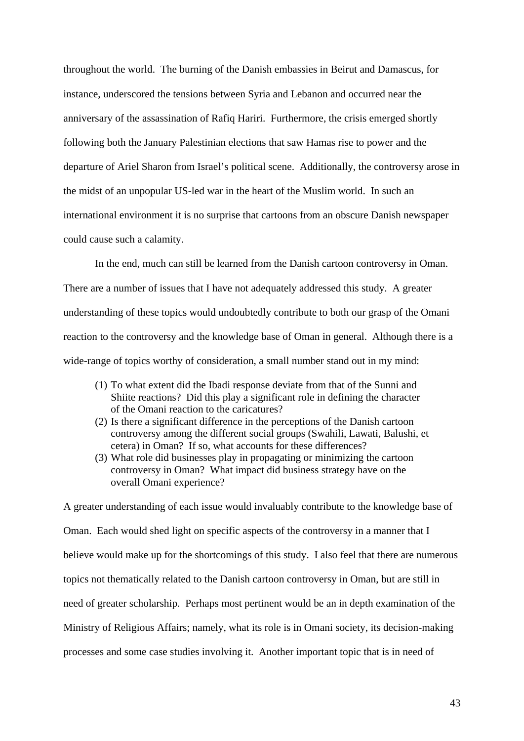throughout the world. The burning of the Danish embassies in Beirut and Damascus, for instance, underscored the tensions between Syria and Lebanon and occurred near the anniversary of the assassination of Rafiq Hariri. Furthermore, the crisis emerged shortly following both the January Palestinian elections that saw Hamas rise to power and the departure of Ariel Sharon from Israel's political scene. Additionally, the controversy arose in the midst of an unpopular US-led war in the heart of the Muslim world. In such an international environment it is no surprise that cartoons from an obscure Danish newspaper could cause such a calamity.

In the end, much can still be learned from the Danish cartoon controversy in Oman. There are a number of issues that I have not adequately addressed this study. A greater understanding of these topics would undoubtedly contribute to both our grasp of the Omani reaction to the controversy and the knowledge base of Oman in general. Although there is a wide-range of topics worthy of consideration, a small number stand out in my mind:

(1) To what extent did the Ibadi response deviate from that of the Sunni and Shiite reactions? Did this play a significant role in defining the character of the Omani reaction to the caricatures?
(2) Is there a significant difference in the perceptions of the Danish cartoon controversy among the different social groups (Swahili, Lawati, Balushi, et cetera) in Oman? If so, what accounts for these differences?
(3) What role did businesses play in propagating or minimizing the cartoon controversy in Oman? What impact did business strategy have on the overall Omani experience?

A greater understanding of each issue would invaluably contribute to the knowledge base of Oman. Each would shed light on specific aspects of the controversy in a manner that I believe would make up for the shortcomings of this study. I also feel that there are numerous topics not thematically related to the Danish cartoon controversy in Oman, but are still in need of greater scholarship. Perhaps most pertinent would be an in depth examination of the Ministry of Religious Affairs; namely, what its role is in Omani society, its decision-making processes and some case studies involving it. Another important topic that is in need of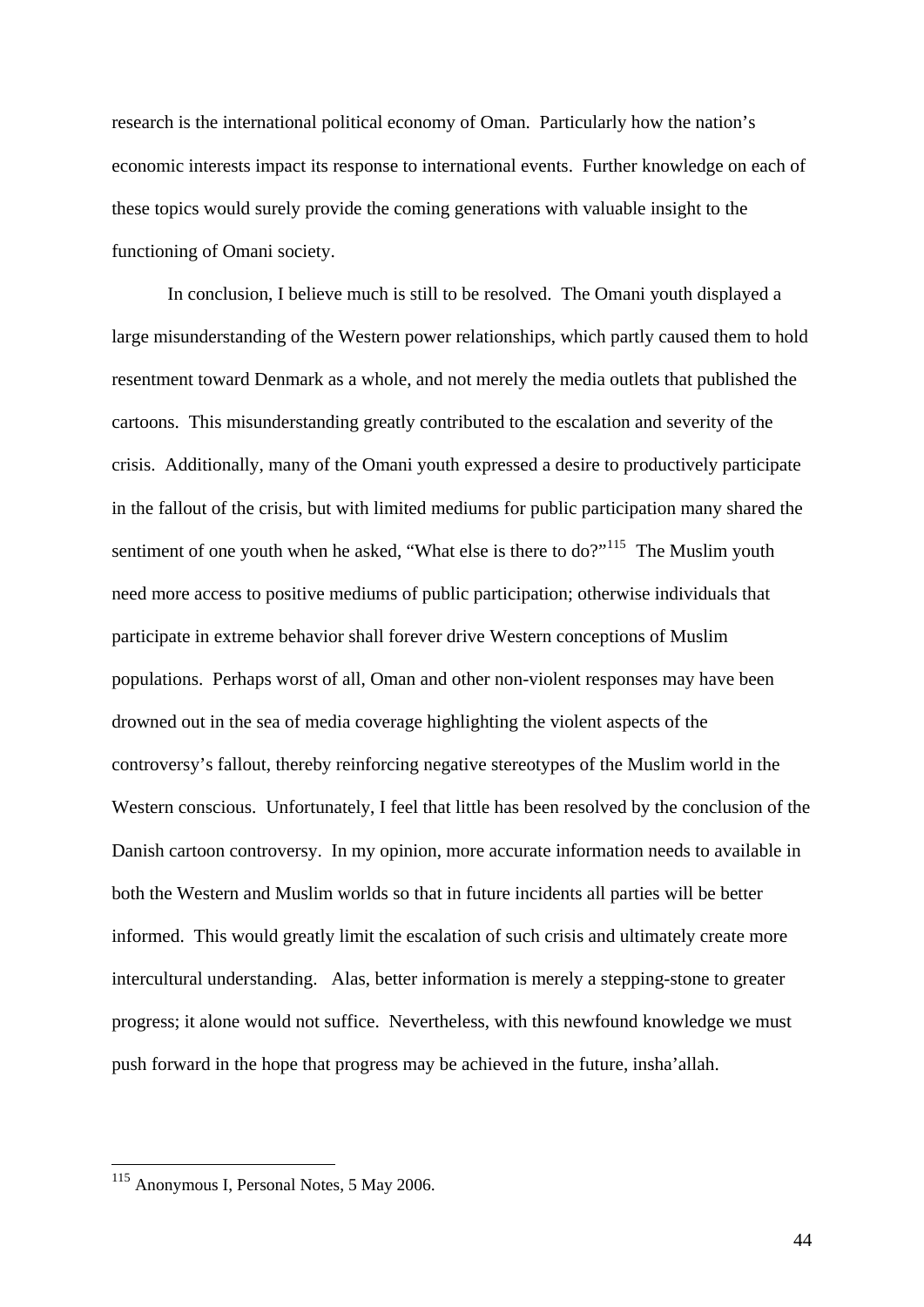research is the international political economy of Oman. Particularly how the nation's economic interests impact its response to international events. Further knowledge on each of these topics would surely provide the coming generations with valuable insight to the functioning of Omani society.

In conclusion, I believe much is still to be resolved. The Omani youth displayed a large misunderstanding of the Western power relationships, which partly caused them to hold resentment toward Denmark as a whole, and not merely the media outlets that published the cartoons. This misunderstanding greatly contributed to the escalation and severity of the crisis. Additionally, many of the Omani youth expressed a desire to productively participate in the fallout of the crisis, but with limited mediums for public participation many shared the sentiment of one youth when he asked, "What else is there to do?"[115] The Muslim youth need more access to positive mediums of public participation; otherwise individuals that participate in extreme behavior shall forever drive Western conceptions of Muslim populations. Perhaps worst of all, Oman and other non-violent responses may have been drowned out in the sea of media coverage highlighting the violent aspects of the controversy's fallout, thereby reinforcing negative stereotypes of the Muslim world in the Western conscious. Unfortunately, I feel that little has been resolved by the conclusion of the Danish cartoon controversy. In my opinion, more accurate information needs to available in both the Western and Muslim worlds so that in future incidents all parties will be better informed. This would greatly limit the escalation of such crisis and ultimately create more intercultural understanding. Alas, better information is merely a stepping-stone to greater progress; it alone would not suffice. Nevertheless, with this newfound knowledge we must push forward in the hope that progress may be achieved in the future, insha'allah.

---

[115] Anonymous I, Personal Notes, 5 May 2006.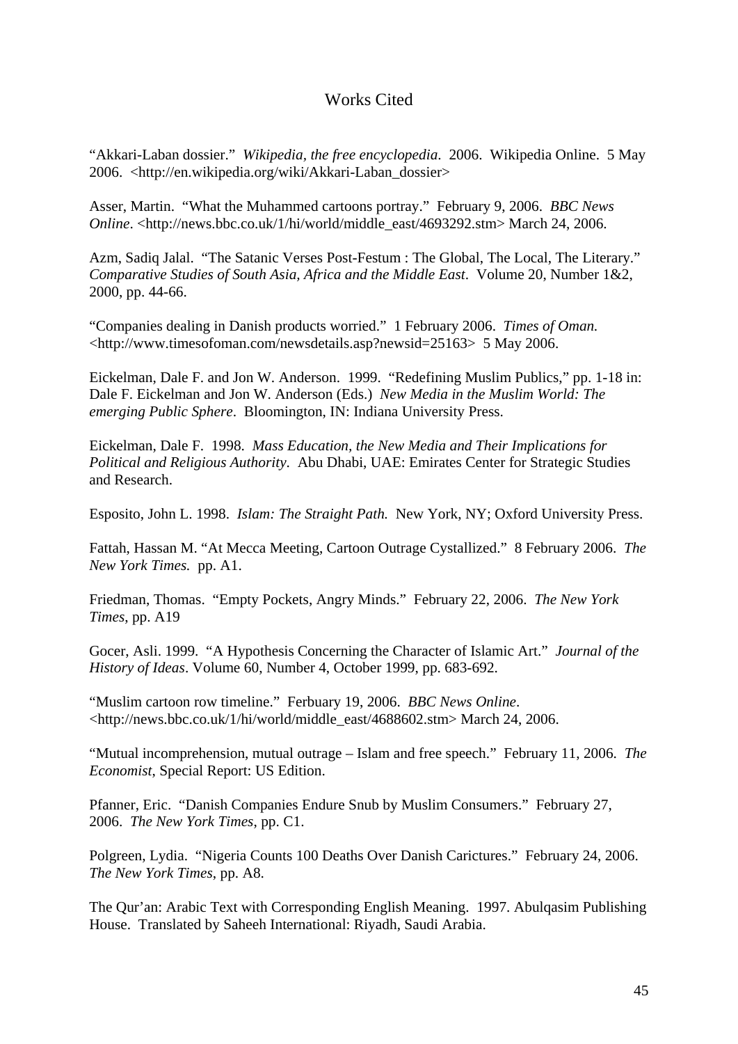# Works Cited

"Akkari-Laban dossier." *Wikipedia, the free encyclopedia*. 2006. Wikipedia Online. 5 May 2006. <http://en.wikipedia.org/wiki/Akkari-Laban_dossier>

Asser, Martin. "What the Muhammed cartoons portray." February 9, 2006. *BBC News Online*. <http://news.bbc.co.uk/1/hi/world/middle_east/4693292.stm> March 24, 2006.

Azm, Sadiq Jalal. "The Satanic Verses Post-Festum : The Global, The Local, The Literary." *Comparative Studies of South Asia, Africa and the Middle East*. Volume 20, Number 1&2, 2000, pp. 44-66.

"Companies dealing in Danish products worried." 1 February 2006. *Times of Oman.* <http://www.timesofoman.com/newsdetails.asp?newsid=25163> 5 May 2006.

Eickelman, Dale F. and Jon W. Anderson. 1999. "Redefining Muslim Publics," pp. 1-18 in: Dale F. Eickelman and Jon W. Anderson (Eds.) *New Media in the Muslim World: The emerging Public Sphere*. Bloomington, IN: Indiana University Press.

Eickelman, Dale F. 1998. *Mass Education, the New Media and Their Implications for Political and Religious Authority*. Abu Dhabi, UAE: Emirates Center for Strategic Studies and Research.

Esposito, John L. 1998. *Islam: The Straight Path.* New York, NY; Oxford University Press.

Fattah, Hassan M. "At Mecca Meeting, Cartoon Outrage Cystallized." 8 February 2006. *The New York Times.* pp. A1.

Friedman, Thomas. "Empty Pockets, Angry Minds." February 22, 2006. *The New York Times*, pp. A19

Gocer, Asli. 1999. "A Hypothesis Concerning the Character of Islamic Art." *Journal of the History of Ideas*. Volume 60, Number 4, October 1999, pp. 683-692.

"Muslim cartoon row timeline." Ferbuary 19, 2006. *BBC News Online*. <http://news.bbc.co.uk/1/hi/world/middle_east/4688602.stm> March 24, 2006.

"Mutual incomprehension, mutual outrage – Islam and free speech." February 11, 2006. *The Economist*, Special Report: US Edition.

Pfanner, Eric. "Danish Companies Endure Snub by Muslim Consumers." February 27, 2006. *The New York Times*, pp. C1.

Polgreen, Lydia. "Nigeria Counts 100 Deaths Over Danish Carictures." February 24, 2006. *The New York Times*, pp. A8.

The Qur'an: Arabic Text with Corresponding English Meaning. 1997. Abulqasim Publishing House. Translated by Saheeh International: Riyadh, Saudi Arabia.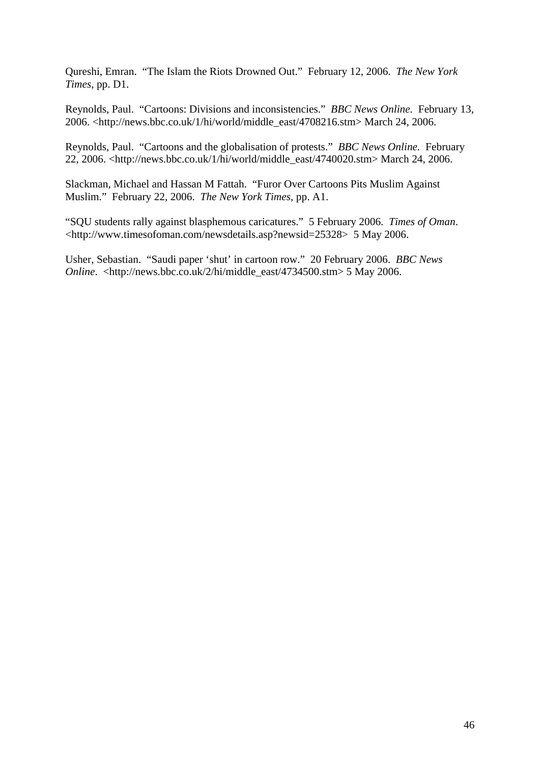Qureshi, Emran. "The Islam the Riots Drowned Out." February 12, 2006. *The New York Times*, pp. D1.

Reynolds, Paul. "Cartoons: Divisions and inconsistencies." *BBC News Online.* February 13, 2006. <http://news.bbc.co.uk/1/hi/world/middle_east/4708216.stm> March 24, 2006.

Reynolds, Paul. "Cartoons and the globalisation of protests." *BBC News Online.* February 22, 2006. <http://news.bbc.co.uk/1/hi/world/middle_east/4740020.stm> March 24, 2006.

Slackman, Michael and Hassan M Fattah. "Furor Over Cartoons Pits Muslim Against Muslim." February 22, 2006. *The New York Times*, pp. A1.

"SQU students rally against blasphemous caricatures." 5 February 2006. *Times of Oman*. <http://www.timesofoman.com/newsdetails.asp?newsid=25328> 5 May 2006.

Usher, Sebastian. "Saudi paper 'shut' in cartoon row." 20 February 2006. *BBC News Online*. <http://news.bbc.co.uk/2/hi/middle_east/4734500.stm> 5 May 2006.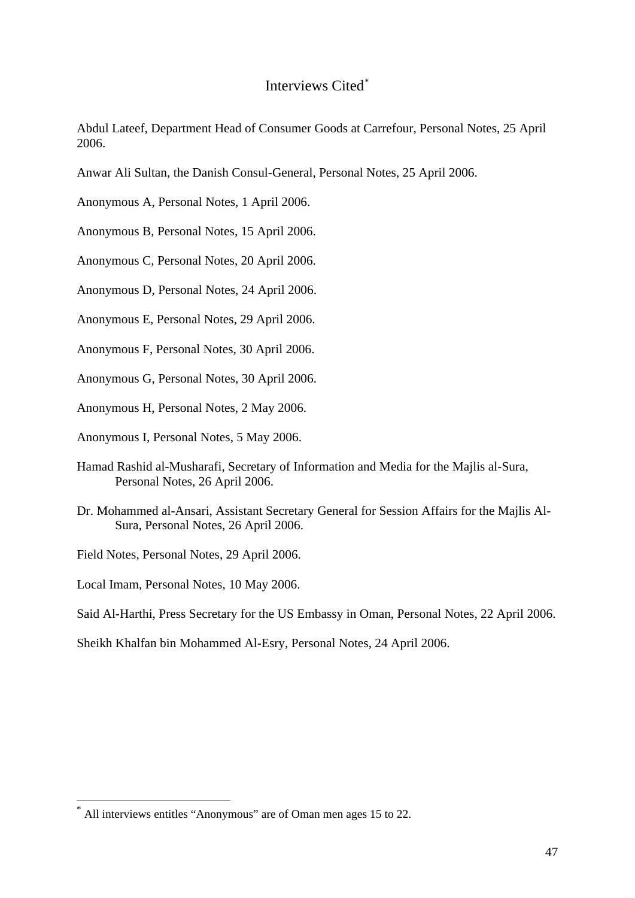# Interviews Cited[*]

Abdul Lateef, Department Head of Consumer Goods at Carrefour, Personal Notes, 25 April 2006.

Anwar Ali Sultan, the Danish Consul-General, Personal Notes, 25 April 2006.

Anonymous A, Personal Notes, 1 April 2006.

Anonymous B, Personal Notes, 15 April 2006.

Anonymous C, Personal Notes, 20 April 2006.

Anonymous D, Personal Notes, 24 April 2006.

Anonymous E, Personal Notes, 29 April 2006.

Anonymous F, Personal Notes, 30 April 2006.

Anonymous G, Personal Notes, 30 April 2006.

Anonymous H, Personal Notes, 2 May 2006.

Anonymous I, Personal Notes, 5 May 2006.

Hamad Rashid al-Musharafi, Secretary of Information and Media for the Majlis al-Sura, Personal Notes, 26 April 2006.

Dr. Mohammed al-Ansari, Assistant Secretary General for Session Affairs for the Majlis Al-Sura, Personal Notes, 26 April 2006.

Field Notes, Personal Notes, 29 April 2006.

Local Imam, Personal Notes, 10 May 2006.

Said Al-Harthi, Press Secretary for the US Embassy in Oman, Personal Notes, 22 April 2006.

Sheikh Khalfan bin Mohammed Al-Esry, Personal Notes, 24 April 2006.

[*] All interviews entitles "Anonymous" are of Oman men ages 15 to 22.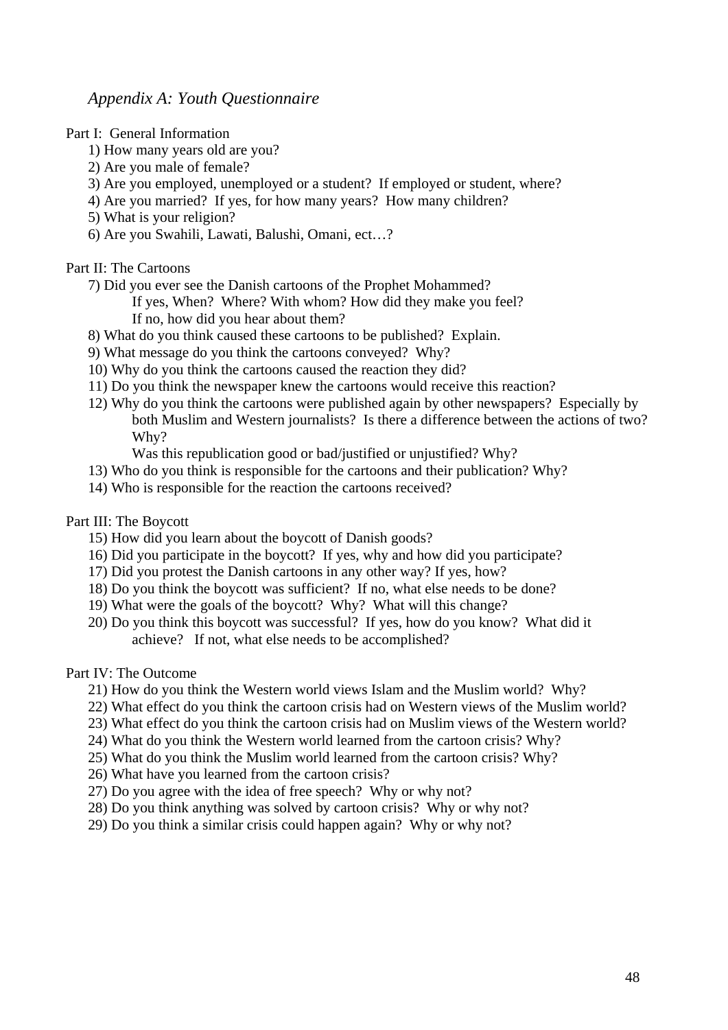## *Appendix A: Youth Questionnaire*

Part I: General Information

1) How many years old are you?
2) Are you male of female?
3) Are you employed, unemployed or a student? If employed or student, where?
4) Are you married? If yes, for how many years? How many children?
5) What is your religion?
6) Are you Swahili, Lawati, Balushi, Omani, ect…?

Part II: The Cartoons

7) Did you ever see the Danish cartoons of the Prophet Mohammed?
   If yes, When? Where? With whom? How did they make you feel?
   If no, how did you hear about them?
8) What do you think caused these cartoons to be published? Explain.
9) What message do you think the cartoons conveyed? Why?
10) Why do you think the cartoons caused the reaction they did?
11) Do you think the newspaper knew the cartoons would receive this reaction?
12) Why do you think the cartoons were published again by other newspapers? Especially by both Muslim and Western journalists? Is there a difference between the actions of two? Why?
    Was this republication good or bad/justified or unjustified? Why?
13) Who do you think is responsible for the cartoons and their publication? Why?
14) Who is responsible for the reaction the cartoons received?

Part III: The Boycott

15) How did you learn about the boycott of Danish goods?
16) Did you participate in the boycott? If yes, why and how did you participate?
17) Did you protest the Danish cartoons in any other way? If yes, how?
18) Do you think the boycott was sufficient? If no, what else needs to be done?
19) What were the goals of the boycott? Why? What will this change?
20) Do you think this boycott was successful? If yes, how do you know? What did it achieve? If not, what else needs to be accomplished?

Part IV: The Outcome

21) How do you think the Western world views Islam and the Muslim world? Why?
22) What effect do you think the cartoon crisis had on Western views of the Muslim world?
23) What effect do you think the cartoon crisis had on Muslim views of the Western world?
24) What do you think the Western world learned from the cartoon crisis? Why?
25) What do you think the Muslim world learned from the cartoon crisis? Why?
26) What have you learned from the cartoon crisis?
27) Do you agree with the idea of free speech? Why or why not?
28) Do you think anything was solved by cartoon crisis? Why or why not?
29) Do you think a similar crisis could happen again? Why or why not?